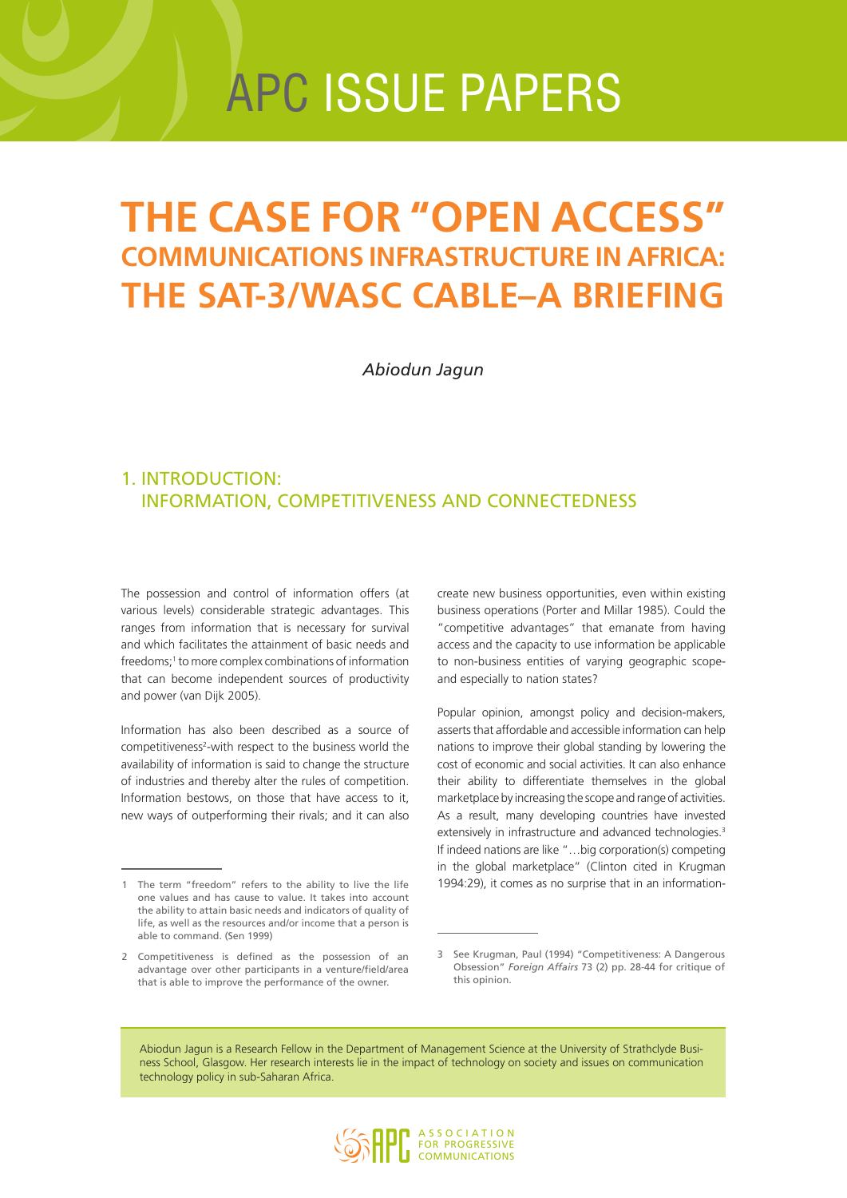# APC ISSUE PAPERS

# THE CASE FOR "OPEN ACCESS" COMMUNICATIONS INFRASTRUCTURE IN AFRICA: THE SAT-3/WASC CABLE–A BRIEFING

*Abiodun Jagun*

## 1. INTRODUCTION: INFORMATION, COMPETITIVENESS AND CONNECTEDNESS

The possession and control of information offers (at various levels) considerable strategic advantages. This could ranges from information that is necessary for survival and which facilitates the attainment of basic needs and freedoms;[1] to more complex combinations of information that can become independent sources of productivity and power (van Dijk 2005).

Information has also been described as a source of competitiveness[2]-with respect to the business world the availability of information is said to change the structure of industries and thereby alter the rules of competition. Information bestows, on those that have access to it, new ways of outperforming their rivals; and it can also create new business opportunities, even within existing business operations (Porter and Millar 1985). Could the "competitive advantages" that emanate from having access and the capacity to use information be applicable to non-business entities of varying geographic scope-and especially to nation states?

Popular opinion, amongst policy and decision-makers, asserts that affordable and accessible information can help nations to improve their global standing by lowering the cost of economic and social activities. It can also enhance their ability to differentiate themselves in the global marketplace by increasing the scope and range of activities. As a result, many developing countries have invested extensively in infrastructure and advanced technologies.[3] If indeed nations are like "…big corporation(s) competing in the global marketplace" (Clinton cited in Krugman 1994:29), it comes as no surprise that in an information-

1 The term "freedom" refers to the ability to live the life one values and has cause to value. It takes into account the ability to attain basic needs and indicators of quality of life, as well as the resources and/or income that a person is able to command. (Sen 1999)

2 Competitiveness is defined as the possession of an advantage over other participants in a venture/field/area that is able to improve the performance of the owner.

3 See Krugman, Paul (1994) "Competitiveness: A Dangerous Obsession" *Foreign Affairs* 73 (2) pp. 28-44 for critique of this opinion.

Abiodun Jagun is a Research Fellow in the Department of Management Science at the University of Strathclyde Business School, Glasgow. Her research interests lie in the impact of technology on society and issues on communication technology policy in sub-Saharan Africa.

ASSOCIATION FOR PROGRESSIVE COMMUNICATIONS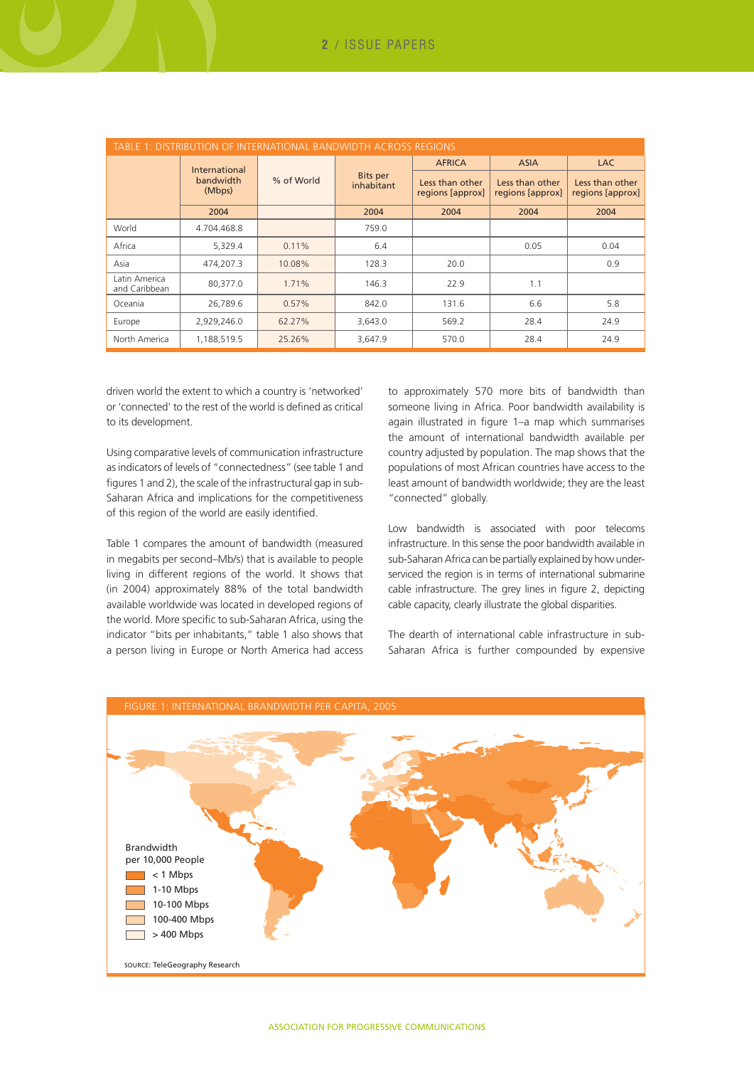TABLE 1: DISTRIBUTION OF INTERNATIONAL BANDWIDTH ACROSS REGIONS

| | International bandwidth (Mbps) | % of World | Bits per inhabitant | AFRICA Less than other regions [approx] | ASIA Less than other regions [approx] | LAC Less than other regions [approx] |
|---|---|---|---|---|---|---|
| | 2004 | | 2004 | 2004 | 2004 | 2004 |
| World | 4.704.468.8 | | 759.0 | | | |
| Africa | 5,329.4 | 0.11% | 6.4 | | 0.05 | 0.04 |
| Asia | 474,207.3 | 10.08% | 128.3 | 20.0 | | 0.9 |
| Latin America and Caribbean | 80,377.0 | 1.71% | 146.3 | 22.9 | 1.1 | |
| Oceania | 26,789.6 | 0.57% | 842.0 | 131.6 | 6.6 | 5.8 |
| Europe | 2,929,246.0 | 62.27% | 3,643.0 | 569.2 | 28.4 | 24.9 |
| North America | 1,188,519.5 | 25.26% | 3,647.9 | 570.0 | 28.4 | 24.9 |

driven world the extent to which a country is 'networked' or 'connected' to the rest of the world is defined as critical to its development.

Using comparative levels of communication infrastructure as indicators of levels of "connectedness" (see table 1 and figures 1 and 2), the scale of the infrastructural gap in sub-Saharan Africa and implications for the competitiveness of this region of the world are easily identified.

Table 1 compares the amount of bandwidth (measured in megabits per second–Mb/s) that is available to people living in different regions of the world. It shows that (in 2004) approximately 88% of the total bandwidth available worldwide was located in developed regions of the world. More specific to sub-Saharan Africa, using the indicator "bits per inhabitants," table 1 also shows that a person living in Europe or North America had access to approximately 570 more bits of bandwidth than someone living in Africa. Poor bandwidth availability is again illustrated in figure 1–a map which summarises the amount of international bandwidth available per country adjusted by population. The map shows that the populations of most African countries have access to the least amount of bandwidth worldwide; they are the least "connected" globally.

Low bandwidth is associated with poor telecoms infrastructure. In this sense the poor bandwidth available in sub-Saharan Africa can be partially explained by how under-serviced the region is in terms of international submarine cable infrastructure. The grey lines in figure 2, depicting cable capacity, clearly illustrate the global disparities.

The dearth of international cable infrastructure in sub-Saharan Africa is further compounded by expensive

FIGURE 1: INTERNATIONAL BRANDWIDTH PER CAPITA, 2005

Brandwidth per 10,000 People
- < 1 Mbps
- 1-10 Mbps
- 10-100 Mbps
- 100-400 Mbps
- > 400 Mbps

SOURCE: TeleGeography Research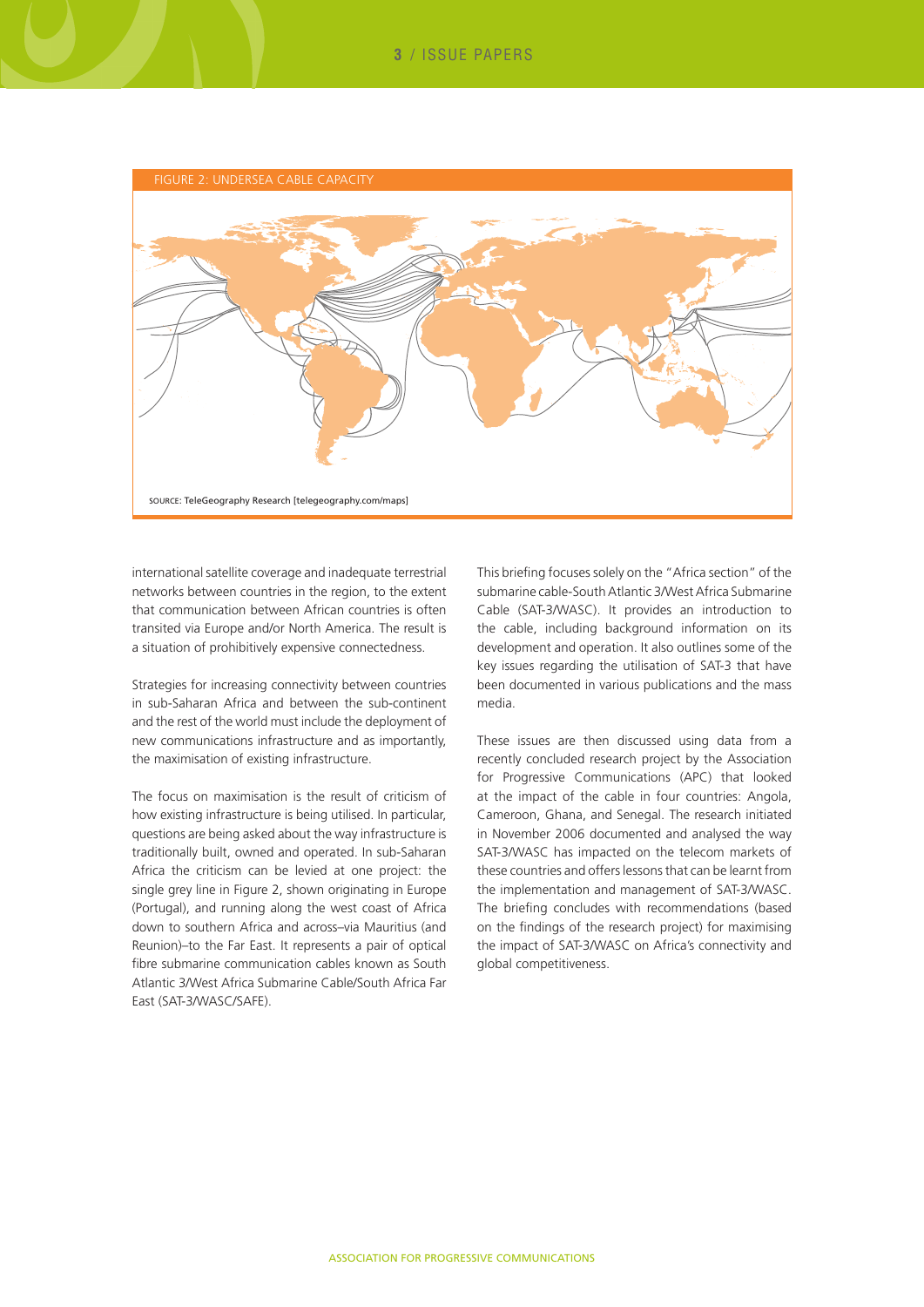FIGURE 2: UNDERSEA CABLE CAPACITY

SOURCE: TeleGeography Research [telegeography.com/maps]

international satellite coverage and inadequate terrestrial networks between countries in the region, to the extent that communication between African countries is often transited via Europe and/or North America. The result is a situation of prohibitively expensive connectedness.

Strategies for increasing connectivity between countries in sub-Saharan Africa and between the sub-continent and the rest of the world must include the deployment of new communications infrastructure and as importantly, the maximisation of existing infrastructure.

The focus on maximisation is the result of criticism of how existing infrastructure is being utilised. In particular, questions are being asked about the way infrastructure is traditionally built, owned and operated. In sub-Saharan Africa the criticism can be levied at one project: the single grey line in Figure 2, shown originating in Europe (Portugal), and running along the west coast of Africa down to southern Africa and across–via Mauritius (and Reunion)–to the Far East. It represents a pair of optical fibre submarine communication cables known as South Atlantic 3/West Africa Submarine Cable/South Africa Far East (SAT-3/WASC/SAFE).

This briefing focuses solely on the "Africa section" of the submarine cable-South Atlantic 3/West Africa Submarine Cable (SAT-3/WASC). It provides an introduction to the cable, including background information on its development and operation. It also outlines some of the key issues regarding the utilisation of SAT-3 that have been documented in various publications and the mass media.

These issues are then discussed using data from a recently concluded research project by the Association for Progressive Communications (APC) that looked at the impact of the cable in four countries: Angola, Cameroon, Ghana, and Senegal. The research initiated in November 2006 documented and analysed the way SAT-3/WASC has impacted on the telecom markets of these countries and offers lessons that can be learnt from the implementation and management of SAT-3/WASC. The briefing concludes with recommendations (based on the findings of the research project) for maximising the impact of SAT-3/WASC on Africa's connectivity and global competitiveness.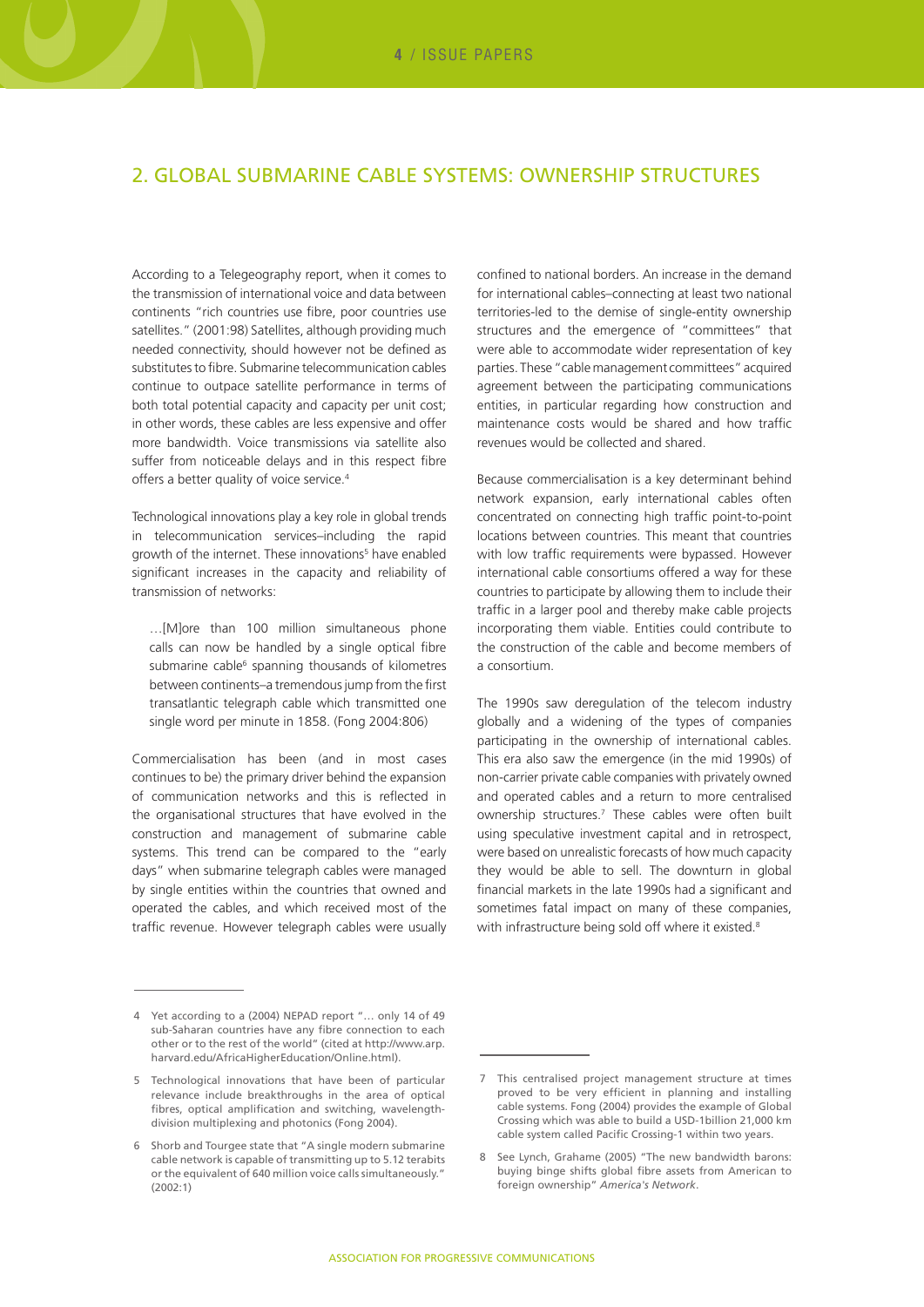## 2. GLOBAL SUBMARINE CABLE SYSTEMS: OWNERSHIP STRUCTURES

According to a Telegeography report, when it comes to the transmission of international voice and data between continents "rich countries use fibre, poor countries use satellites." (2001:98) Satellites, although providing much needed connectivity, should however not be defined as substitutes to fibre. Submarine telecommunication cables continue to outpace satellite performance in terms of both total potential capacity and capacity per unit cost; in other words, these cables are less expensive and offer more bandwidth. Voice transmissions via satellite also suffer from noticeable delays and in this respect fibre offers a better quality of voice service.[4]

Technological innovations play a key role in global trends in telecommunication services–including the rapid growth of the internet. These innovations[5] have enabled significant increases in the capacity and reliability of transmission of networks:

> …[M]ore than 100 million simultaneous phone calls can now be handled by a single optical fibre submarine cable[6] spanning thousands of kilometres between continents–a tremendous jump from the first transatlantic telegraph cable which transmitted one single word per minute in 1858. (Fong 2004:806)

Commercialisation has been (and in most cases continues to be) the primary driver behind the expansion of communication networks and this is reflected in the organisational structures that have evolved in the construction and management of submarine cable systems. This trend can be compared to the "early days" when submarine telegraph cables were managed by single entities within the countries that owned and operated the cables, and which received most of the traffic revenue. However telegraph cables were usually confined to national borders. An increase in the demand for international cables–connecting at least two national territories-led to the demise of single-entity ownership structures and the emergence of "committees" that were able to accommodate wider representation of key parties. These "cable management committees" acquired agreement between the participating communications entities, in particular regarding how construction and maintenance costs would be shared and how traffic revenues would be collected and shared.

Because commercialisation is a key determinant behind network expansion, early international cables often concentrated on connecting high traffic point-to-point locations between countries. This meant that countries with low traffic requirements were bypassed. However international cable consortiums offered a way for these countries to participate by allowing them to include their traffic in a larger pool and thereby make cable projects incorporating them viable. Entities could contribute to the construction of the cable and become members of a consortium.

The 1990s saw deregulation of the telecom industry globally and a widening of the types of companies participating in the ownership of international cables. This era also saw the emergence (in the mid 1990s) of non-carrier private cable companies with privately owned and operated cables and a return to more centralised ownership structures.[7] These cables were often built using speculative investment capital and in retrospect, were based on unrealistic forecasts of how much capacity they would be able to sell. The downturn in global financial markets in the late 1990s had a significant and sometimes fatal impact on many of these companies, with infrastructure being sold off where it existed.[8]

---

4 Yet according to a (2004) NEPAD report "… only 14 of 49 sub-Saharan countries have any fibre connection to each other or to the rest of the world" (cited at http://www.arp.harvard.edu/AfricaHigherEducation/Online.html).

5 Technological innovations that have been of particular relevance include breakthroughs in the area of optical fibres, optical amplification and switching, wavelength-division multiplexing and photonics (Fong 2004).

6 Shorb and Tourgee state that "A single modern submarine cable network is capable of transmitting up to 5.12 terabits or the equivalent of 640 million voice calls simultaneously." (2002:1)

7 This centralised project management structure at times proved to be very efficient in planning and installing cable systems. Fong (2004) provides the example of Global Crossing which was able to build a USD-1billion 21,000 km cable system called Pacific Crossing-1 within two years.

8 See Lynch, Grahame (2005) "The new bandwidth barons: buying binge shifts global fibre assets from American to foreign ownership" *America's Network*.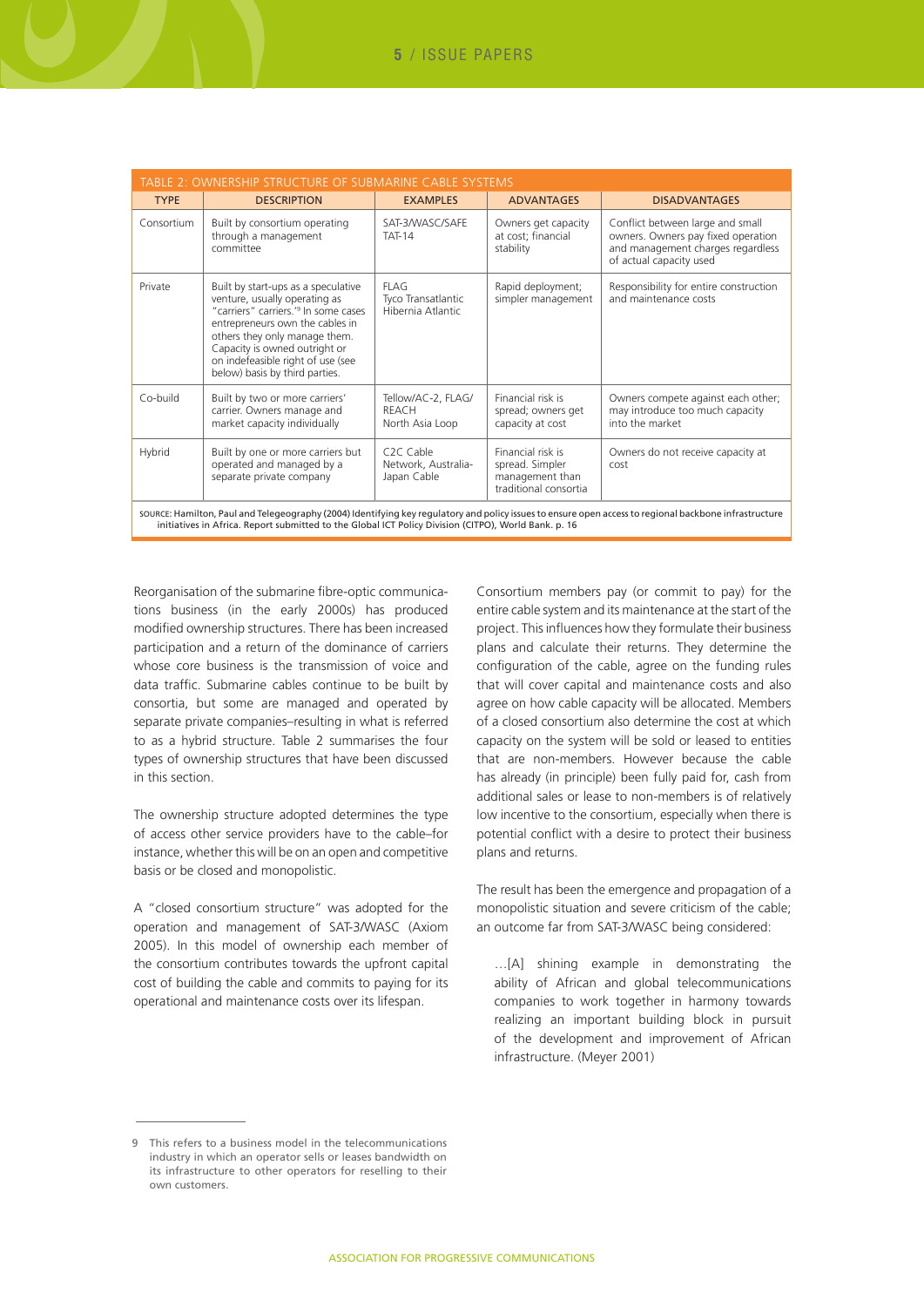| TABLE 2: OWNERSHIP STRUCTURE OF SUBMARINE CABLE SYSTEMS | | | | |
|---|---|---|---|---|
| **TYPE** | **DESCRIPTION** | **EXAMPLES** | **ADVANTAGES** | **DISADVANTAGES** |
| Consortium | Built by consortium operating through a management committee | SAT-3/WASC/SAFE TAT-14 | Owners get capacity at cost; financial stability | Conflict between large and small owners. Owners pay fixed operation and management charges regardless of actual capacity used |
| Private | Built by start-ups as a speculative venture, usually operating as "carriers' carriers."[9] In some cases entrepreneurs own the cables in others they only manage them. Capacity is owned outright or on indefeasible right of use (see below) basis by third parties. | FLAG Tyco Transatlantic Hibernia Atlantic | Rapid deployment; simpler management | Responsibility for entire construction and maintenance costs |
| Co-build | Built by two or more carriers' carrier. Owners manage and market capacity individually | Tellow/AC-2, FLAG/REACH North Asia Loop | Financial risk is spread; owners get capacity at cost | Owners compete against each other; may introduce too much capacity into the market |
| Hybrid | Built by one or more carriers but operated and managed by a separate private company | C2C Cable Network, Australia-Japan Cable | Financial risk is spread. Simpler management than traditional consortia | Owners do not receive capacity at cost |

SOURCE: Hamilton, Paul and Telegeography (2004) Identifying key regulatory and policy issues to ensure open access to regional backbone infrastructure initiatives in Africa. Report submitted to the Global ICT Policy Division (CITPO), World Bank. p. 16

Reorganisation of the submarine fibre-optic communications business (in the early 2000s) has produced modified ownership structures. There has been increased participation and a return of the dominance of carriers whose core business is the transmission of voice and data traffic. Submarine cables continue to be built by consortia, but some are managed and operated by separate private companies–resulting in what is referred to as a hybrid structure. Table 2 summarises the four types of ownership structures that have been discussed in this section.

The ownership structure adopted determines the type of access other service providers have to the cable–for instance, whether this will be on an open and competitive basis or be closed and monopolistic.

A "closed consortium structure" was adopted for the operation and management of SAT-3/WASC (Axiom 2005). In this model of ownership each member of the consortium contributes towards the upfront capital cost of building the cable and commits to paying for its operational and maintenance costs over its lifespan.

Consortium members pay (or commit to pay) for the entire cable system and its maintenance at the start of the project. This influences how they formulate their business plans and calculate their returns. They determine the configuration of the cable, agree on the funding rules that will cover capital and maintenance costs and also agree on how cable capacity will be allocated. Members of a closed consortium also determine the cost at which capacity on the system will be sold or leased to entities that are non-members. However because the cable has already (in principle) been fully paid for, cash from additional sales or lease to non-members is of relatively low incentive to the consortium, especially when there is potential conflict with a desire to protect their business plans and returns.

The result has been the emergence and propagation of a monopolistic situation and severe criticism of the cable; an outcome far from SAT-3/WASC being considered:

> …[A] shining example in demonstrating the ability of African and global telecommunications companies to work together in harmony towards realizing an important building block in pursuit of the development and improvement of African infrastructure. (Meyer 2001)

9 This refers to a business model in the telecommunications industry in which an operator sells or leases bandwidth on its infrastructure to other operators for reselling to their own customers.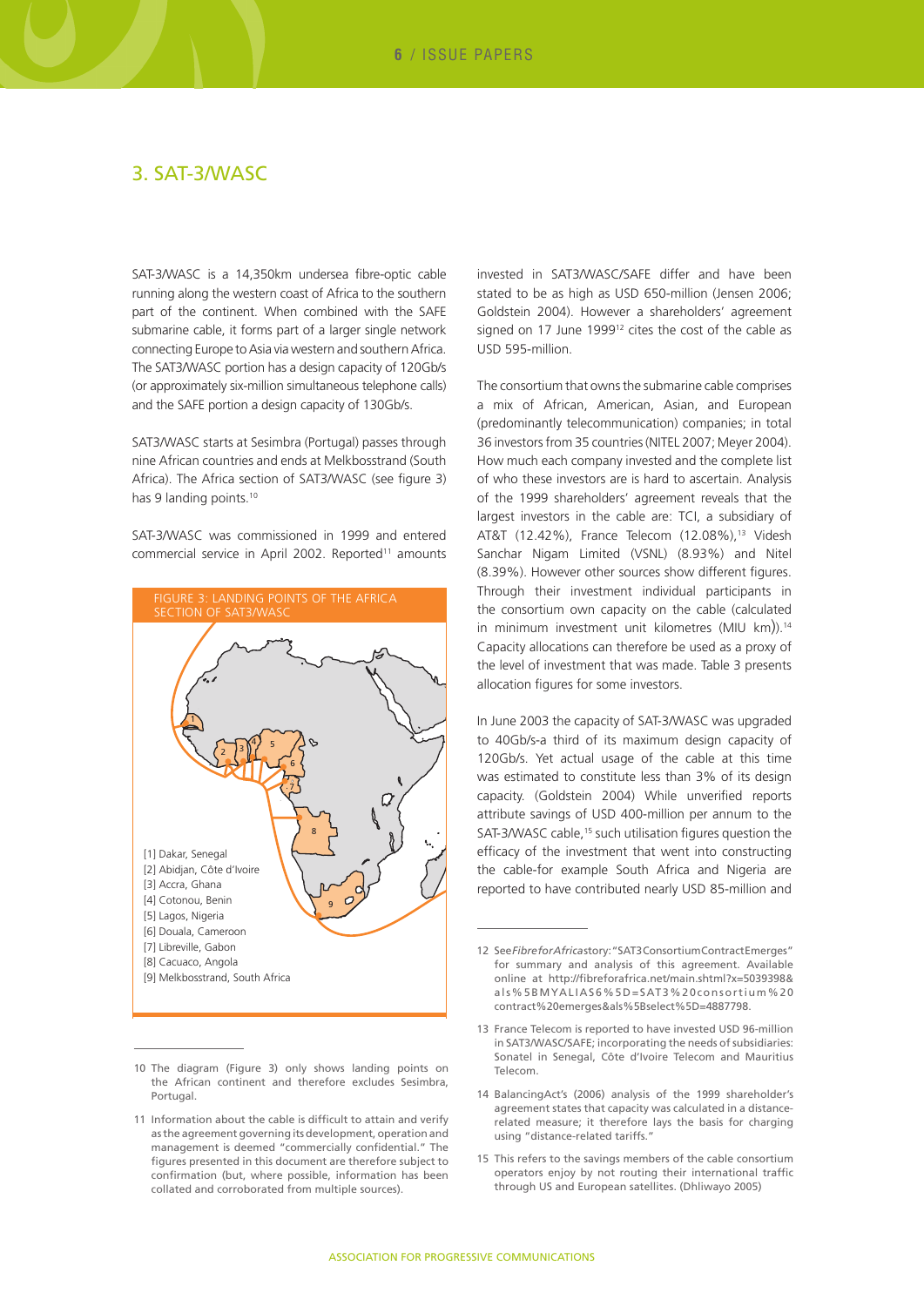## 3. SAT-3/WASC

SAT-3/WASC is a 14,350km undersea fibre-optic cable running along the western coast of Africa to the southern part of the continent. When combined with the SAFE submarine cable, it forms part of a larger single network connecting Europe to Asia via western and southern Africa. The SAT3/WASC portion has a design capacity of 120Gb/s (or approximately six-million simultaneous telephone calls) and the SAFE portion a design capacity of 130Gb/s.

SAT3/WASC starts at Sesimbra (Portugal) passes through nine African countries and ends at Melkbosstrand (South Africa). The Africa section of SAT3/WASC (see figure 3) has 9 landing points.[10]

SAT-3/WASC was commissioned in 1999 and entered commercial service in April 2002. Reported[11] amounts invested in SAT3/WASC/SAFE differ and have been stated to be as high as USD 650-million (Jensen 2006; Goldstein 2004). However a shareholders' agreement signed on 17 June 1999[12] cites the cost of the cable as USD 595-million.

FIGURE 3: LANDING POINTS OF THE AFRICA SECTION OF SAT3/WASC

[1] Dakar, Senegal
[2] Abidjan, Côte d'Ivoire
[3] Accra, Ghana
[4] Cotonou, Benin
[5] Lagos, Nigeria
[6] Douala, Cameroon
[7] Libreville, Gabon
[8] Cacuaco, Angola
[9] Melkbosstrand, South Africa

The consortium that owns the submarine cable comprises a mix of African, American, Asian, and European (predominantly telecommunication) companies; in total 36 investors from 35 countries (NITEL 2007; Meyer 2004). How much each company invested and the complete list of who these investors are is hard to ascertain. Analysis of the 1999 shareholders' agreement reveals that the largest investors in the cable are: TCI, a subsidiary of AT&T (12.42%), France Telecom (12.08%),[13] Videsh Sanchar Nigam Limited (VSNL) (8.93%) and Nitel (8.39%). However other sources show different figures. Through their investment individual participants in the consortium own capacity on the cable (calculated in minimum investment unit kilometres (MIU km)).[14] Capacity allocations can therefore be used as a proxy of the level of investment that was made. Table 3 presents allocation figures for some investors.

In June 2003 the capacity of SAT-3/WASC was upgraded to 40Gb/s-a third of its maximum design capacity of 120Gb/s. Yet actual usage of the cable at this time was estimated to constitute less than 3% of its design capacity. (Goldstein 2004) While unverified reports attribute savings of USD 400-million per annum to the SAT-3/WASC cable,[15] such utilisation figures question the efficacy of the investment that went into constructing the cable-for example South Africa and Nigeria are reported to have contributed nearly USD 85-million and

---

10 The diagram (Figure 3) only shows landing points on the African continent and therefore excludes Sesimbra, Portugal.

11 Information about the cable is difficult to attain and verify as the agreement governing its development, operation and management is deemed "commercially confidential." The figures presented in this document are therefore subject to confirmation (but, where possible, information has been collated and corroborated from multiple sources).

12 See *FibreforAfrica* story: "SAT3 Consortium Contract Emerges" for summary and analysis of this agreement. Available online at http://fibreforafrica.net/main.shtml?x=5039398&als%5BMYALIAS6%5D=SAT3%20consortium%20contract%20emerges&als%5Bselect%5D=4887798.

13 France Telecom is reported to have invested USD 96-million in SAT3/WASC/SAFE; incorporating the needs of subsidiaries: Sonatel in Senegal, Côte d'Ivoire Telecom and Mauritius Telecom.

14 BalancingAct's (2006) analysis of the 1999 shareholder's agreement states that capacity was calculated in a distance-related measure; it therefore lays the basis for charging using "distance-related tariffs."

15 This refers to the savings members of the cable consortium operators enjoy by not routing their international traffic through US and European satellites. (Dhliwayo 2005)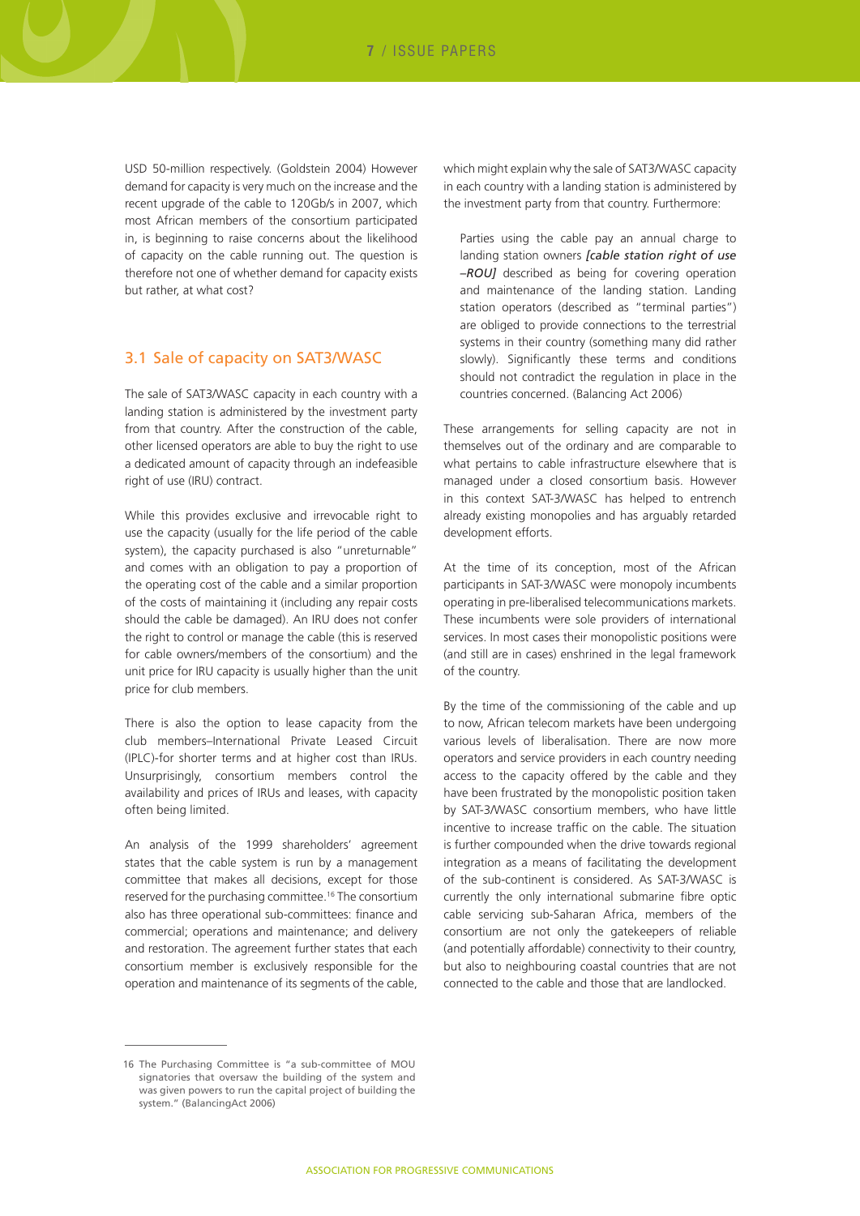USD 50-million respectively. (Goldstein 2004) However demand for capacity is very much on the increase and the recent upgrade of the cable to 120Gb/s in 2007, which most African members of the consortium participated in, is beginning to raise concerns about the likelihood of capacity on the cable running out. The question is therefore not one of whether demand for capacity exists but rather, at what cost?

## 3.1 Sale of capacity on SAT3/WASC

The sale of SAT3/WASC capacity in each country with a landing station is administered by the investment party from that country. After the construction of the cable, other licensed operators are able to buy the right to use a dedicated amount of capacity through an indefeasible right of use (IRU) contract.

While this provides exclusive and irrevocable right to use the capacity (usually for the life period of the cable system), the capacity purchased is also "unreturnable" and comes with an obligation to pay a proportion of the operating cost of the cable and a similar proportion of the costs of maintaining it (including any repair costs should the cable be damaged). An IRU does not confer the right to control or manage the cable (this is reserved for cable owners/members of the consortium) and the unit price for IRU capacity is usually higher than the unit price for club members.

There is also the option to lease capacity from the club members–International Private Leased Circuit (IPLC)-for shorter terms and at higher cost than IRUs. Unsurprisingly, consortium members control the availability and prices of IRUs and leases, with capacity often being limited.

An analysis of the 1999 shareholders' agreement states that the cable system is run by a management committee that makes all decisions, except for those reserved for the purchasing committee.[16] The consortium also has three operational sub-committees: finance and commercial; operations and maintenance; and delivery and restoration. The agreement further states that each consortium member is exclusively responsible for the operation and maintenance of its segments of the cable, which might explain why the sale of SAT3/WASC capacity in each country with a landing station is administered by the investment party from that country. Furthermore:

> Parties using the cable pay an annual charge to landing station owners ***[cable station right of use –ROU]*** described as being for covering operation and maintenance of the landing station. Landing station operators (described as "terminal parties") are obliged to provide connections to the terrestrial systems in their country (something many did rather slowly). Significantly these terms and conditions should not contradict the regulation in place in the countries concerned. (Balancing Act 2006)

These arrangements for selling capacity are not in themselves out of the ordinary and are comparable to what pertains to cable infrastructure elsewhere that is managed under a closed consortium basis. However in this context SAT-3/WASC has helped to entrench already existing monopolies and has arguably retarded development efforts.

At the time of its conception, most of the African participants in SAT-3/WASC were monopoly incumbents operating in pre-liberalised telecommunications markets. These incumbents were sole providers of international services. In most cases their monopolistic positions were (and still are in cases) enshrined in the legal framework of the country.

By the time of the commissioning of the cable and up to now, African telecom markets have been undergoing various levels of liberalisation. There are now more operators and service providers in each country needing access to the capacity offered by the cable and they have been frustrated by the monopolistic position taken by SAT-3/WASC consortium members, who have little incentive to increase traffic on the cable. The situation is further compounded when the drive towards regional integration as a means of facilitating the development of the sub-continent is considered. As SAT-3/WASC is currently the only international submarine fibre optic cable servicing sub-Saharan Africa, members of the consortium are not only the gatekeepers of reliable (and potentially affordable) connectivity to their country, but also to neighbouring coastal countries that are not connected to the cable and those that are landlocked.

---

16 The Purchasing Committee is "a sub-committee of MOU signatories that oversaw the building of the system and was given powers to run the capital project of building the system." (BalancingAct 2006)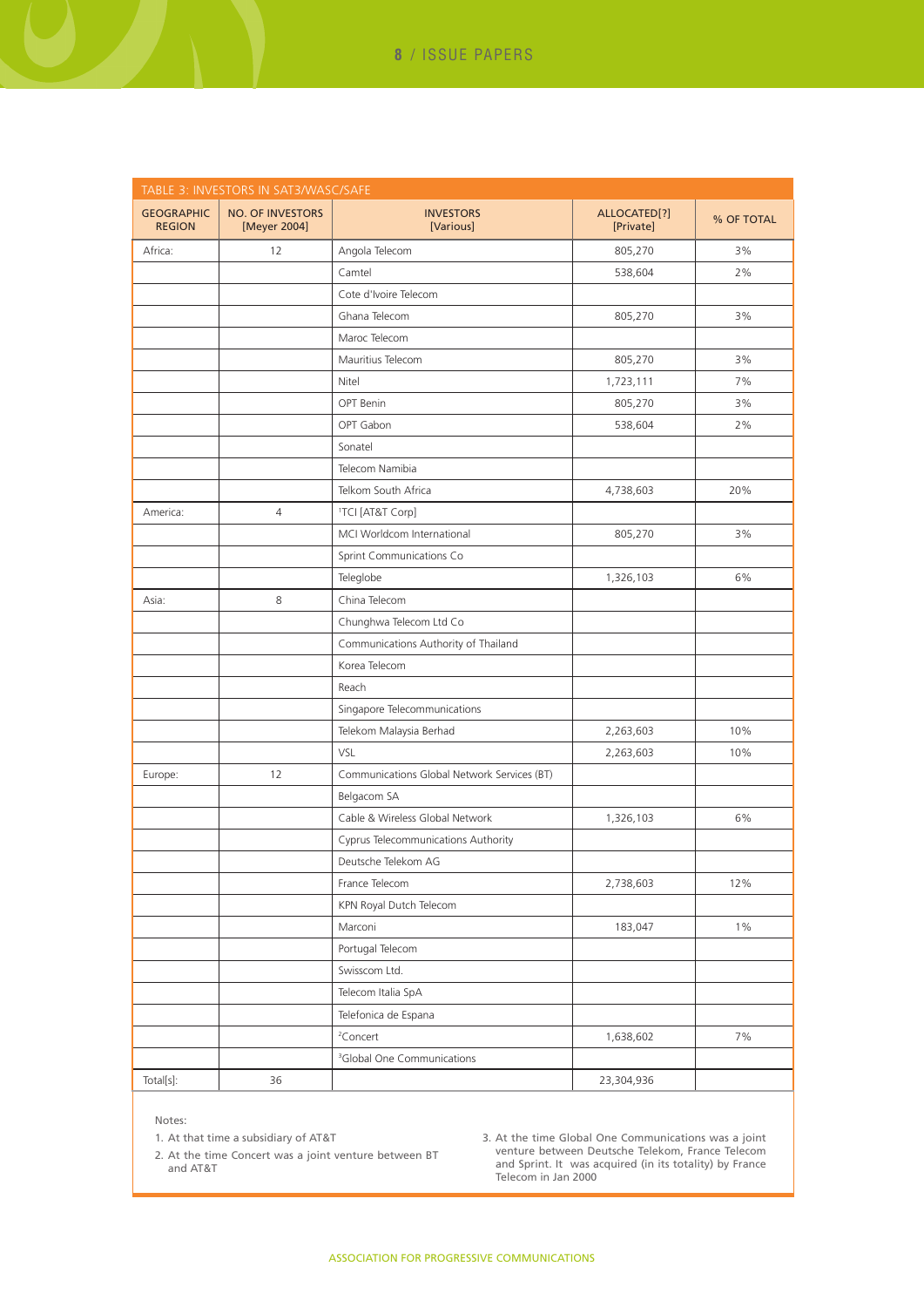TABLE 3: INVESTORS IN SAT3/WASC/SAFE

| GEOGRAPHIC REGION | NO. OF INVESTORS [Meyer 2004] | INVESTORS [Various] | ALLOCATED[?] [Private] | % OF TOTAL |
|---|---|---|---|---|
| Africa: | 12 | Angola Telecom | 805,270 | 3% |
| | | Camtel | 538,604 | 2% |
| | | Cote d'Ivoire Telecom | | |
| | | Ghana Telecom | 805,270 | 3% |
| | | Maroc Telecom | | |
| | | Mauritius Telecom | 805,270 | 3% |
| | | Nitel | 1,723,111 | 7% |
| | | OPT Benin | 805,270 | 3% |
| | | OPT Gabon | 538,604 | 2% |
| | | Sonatel | | |
| | | Telecom Namibia | | |
| | | Telkom South Africa | 4,738,603 | 20% |
| America: | 4 | [1]TCI [AT&T Corp] | | |
| | | MCI Worldcom International | 805,270 | 3% |
| | | Sprint Communications Co | | |
| | | Teleglobe | 1,326,103 | 6% |
| Asia: | 8 | China Telecom | | |
| | | Chunghwa Telecom Ltd Co | | |
| | | Communications Authority of Thailand | | |
| | | Korea Telecom | | |
| | | Reach | | |
| | | Singapore Telecommunications | | |
| | | Telekom Malaysia Berhad | 2,263,603 | 10% |
| | | VSL | 2,263,603 | 10% |
| Europe: | 12 | Communications Global Network Services (BT) | | |
| | | Belgacom SA | | |
| | | Cable & Wireless Global Network | 1,326,103 | 6% |
| | | Cyprus Telecommunications Authority | | |
| | | Deutsche Telekom AG | | |
| | | France Telecom | 2,738,603 | 12% |
| | | KPN Royal Dutch Telecom | | |
| | | Marconi | 183,047 | 1% |
| | | Portugal Telecom | | |
| | | Swisscom Ltd. | | |
| | | Telecom Italia SpA | | |
| | | Telefonica de Espana | | |
| | | [2]Concert | 1,638,602 | 7% |
| | | [3]Global One Communications | | |
| Total[s]: | 36 | | 23,304,936 | |

Notes:

1. At that time a subsidiary of AT&T
2. At the time Concert was a joint venture between BT and AT&T
3. At the time Global One Communications was a joint venture between Deutsche Telekom, France Telecom and Sprint. It was acquired (in its totality) by France Telecom in Jan 2000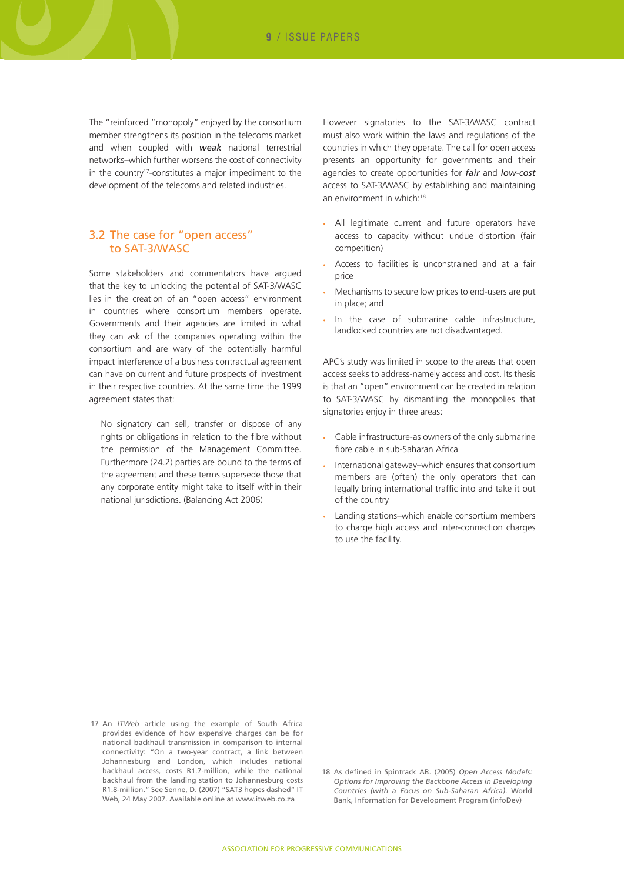The "reinforced "monopoly" enjoyed by the consortium member strengthens its position in the telecoms market and when coupled with ***weak*** national terrestrial networks–which further worsens the cost of connectivity in the country[17]-constitutes a major impediment to the development of the telecoms and related industries.

## 3.2 The case for "open access" to SAT-3/WASC

Some stakeholders and commentators have argued that the key to unlocking the potential of SAT-3/WASC lies in the creation of an "open access" environment in countries where consortium members operate. Governments and their agencies are limited in what they can ask of the companies operating within the consortium and are wary of the potentially harmful impact interference of a business contractual agreement can have on current and future prospects of investment in their respective countries. At the same time the 1999 agreement states that:

> No signatory can sell, transfer or dispose of any rights or obligations in relation to the fibre without the permission of the Management Committee. Furthermore (24.2) parties are bound to the terms of the agreement and these terms supersede those that any corporate entity might take to itself within their national jurisdictions. (Balancing Act 2006)

However signatories to the SAT-3/WASC contract must also work within the laws and regulations of the countries in which they operate. The call for open access presents an opportunity for governments and their agencies to create opportunities for ***fair*** and ***low-cost*** access to SAT-3/WASC by establishing and maintaining an environment in which:[18]

- All legitimate current and future operators have access to capacity without undue distortion (fair competition)
- Access to facilities is unconstrained and at a fair price
- Mechanisms to secure low prices to end-users are put in place; and
- In the case of submarine cable infrastructure, landlocked countries are not disadvantaged.

APC's study was limited in scope to the areas that open access seeks to address-namely access and cost. Its thesis is that an "open" environment can be created in relation to SAT-3/WASC by dismantling the monopolies that signatories enjoy in three areas:

- Cable infrastructure-as owners of the only submarine fibre cable in sub-Saharan Africa
- International gateway–which ensures that consortium members are (often) the only operators that can legally bring international traffic into and take it out of the country
- Landing stations–which enable consortium members to charge high access and inter-connection charges to use the facility.

---

17 An *ITWeb* article using the example of South Africa provides evidence of how expensive charges can be for national backhaul transmission in comparison to internal connectivity: "On a two-year contract, a link between Johannesburg and London, which includes national backhaul access, costs R1.7-million, while the national backhaul from the landing station to Johannesburg costs R1.8-million." See Senne, D. (2007) "SAT3 hopes dashed" IT Web, 24 May 2007. Available online at www.itweb.co.za

18 As defined in Spintrack AB. (2005) *Open Access Models: Options for Improving the Backbone Access in Developing Countries (with a Focus on Sub-Saharan Africa)*. World Bank, Information for Development Program (infoDev)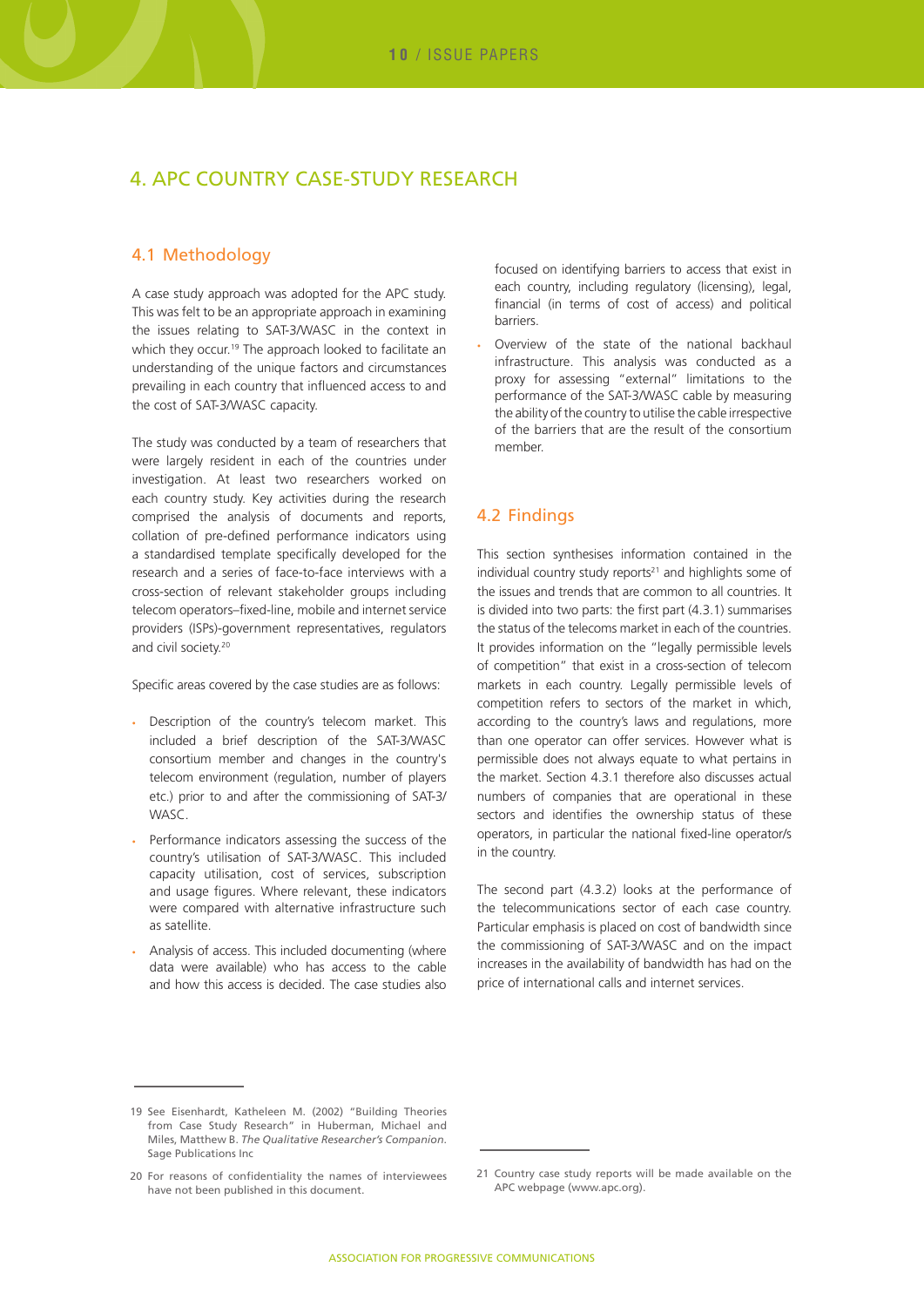# 4. APC COUNTRY CASE-STUDY RESEARCH

## 4.1 Methodology

A case study approach was adopted for the APC study. This was felt to be an appropriate approach in examining the issues relating to SAT-3/WASC in the context in which they occur.[19] The approach looked to facilitate an understanding of the unique factors and circumstances prevailing in each country that influenced access to and the cost of SAT-3/WASC capacity.

The study was conducted by a team of researchers that were largely resident in each of the countries under investigation. At least two researchers worked on each country study. Key activities during the research comprised the analysis of documents and reports, collation of pre-defined performance indicators using a standardised template specifically developed for the research and a series of face-to-face interviews with a cross-section of relevant stakeholder groups including telecom operators–fixed-line, mobile and internet service providers (ISPs)-government representatives, regulators and civil society.[20]

Specific areas covered by the case studies are as follows:

- Description of the country's telecom market. This included a brief description of the SAT-3/WASC consortium member and changes in the country's telecom environment (regulation, number of players etc.) prior to and after the commissioning of SAT-3/WASC.
- Performance indicators assessing the success of the country's utilisation of SAT-3/WASC. This included capacity utilisation, cost of services, subscription and usage figures. Where relevant, these indicators were compared with alternative infrastructure such as satellite.
- Analysis of access. This included documenting (where data were available) who has access to the cable and how this access is decided. The case studies also focused on identifying barriers to access that exist in each country, including regulatory (licensing), legal, financial (in terms of cost of access) and political barriers.
- Overview of the state of the national backhaul infrastructure. This analysis was conducted as a proxy for assessing "external" limitations to the performance of the SAT-3/WASC cable by measuring the ability of the country to utilise the cable irrespective of the barriers that are the result of the consortium member.

## 4.2 Findings

This section synthesises information contained in the individual country study reports[21] and highlights some of the issues and trends that are common to all countries. It is divided into two parts: the first part (4.3.1) summarises the status of the telecoms market in each of the countries. It provides information on the "legally permissible levels of competition" that exist in a cross-section of telecom markets in each country. Legally permissible levels of competition refers to sectors of the market in which, according to the country's laws and regulations, more than one operator can offer services. However what is permissible does not always equate to what pertains in the market. Section 4.3.1 therefore also discusses actual numbers of companies that are operational in these sectors and identifies the ownership status of these operators, in particular the national fixed-line operator/s in the country.

The second part (4.3.2) looks at the performance of the telecommunications sector of each case country. Particular emphasis is placed on cost of bandwidth since the commissioning of SAT-3/WASC and on the impact increases in the availability of bandwidth has had on the price of international calls and internet services.

---

19 See Eisenhardt, Katheleen M. (2002) "Building Theories from Case Study Research" in Huberman, Michael and Miles, Matthew B. *The Qualitative Researcher's Companion*. Sage Publications Inc

20 For reasons of confidentiality the names of interviewees have not been published in this document.

21 Country case study reports will be made available on the APC webpage (www.apc.org).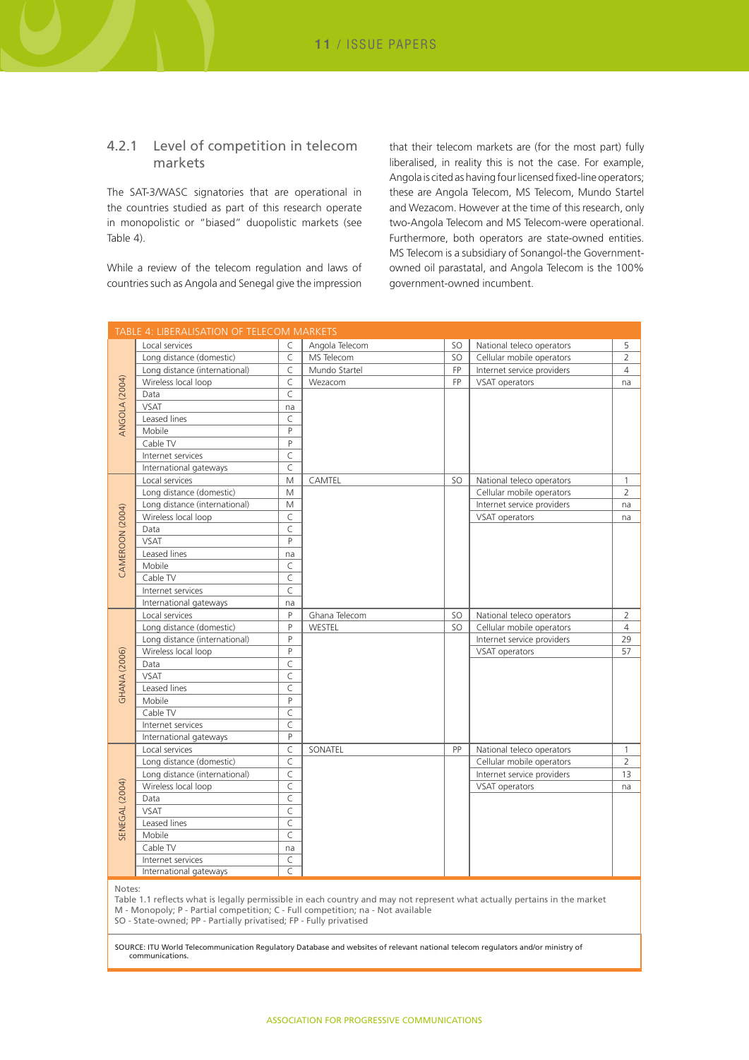### 4.2.1 Level of competition in telecom markets

The SAT-3/WASC signatories that are operational in the countries studied as part of this research operate in monopolistic or "biased" duopolistic markets (see Table 4).

While a review of the telecom regulation and laws of countries such as Angola and Senegal give the impression that their telecom markets are (for the most part) fully liberalised, in reality this is not the case. For example, Angola is cited as having four licensed fixed-line operators; these are Angola Telecom, MS Telecom, Mundo Startel and Wezacom. However at the time of this research, only two-Angola Telecom and MS Telecom-were operational. Furthermore, both operators are state-owned entities. MS Telecom is a subsidiary of Sonangol-the Government-owned oil parastatal, and Angola Telecom is the 100% government-owned incumbent.

TABLE 4: LIBERALISATION OF TELECOM MARKETS

| Country | Service | | Operator | | Operator type | |
|---|---|---|---|---|---|---|
| ANGOLA (2004) | Local services | C | Angola Telecom | SO | National teleco operators | 5 |
| | Long distance (domestic) | C | MS Telecom | SO | Cellular mobile operators | 2 |
| | Long distance (international) | C | Mundo Startel | FP | Internet service providers | 4 |
| | Wireless local loop | C | Wezacom | FP | VSAT operators | na |
| | Data | C | | | | |
| | VSAT | na | | | | |
| | Leased lines | C | | | | |
| | Mobile | P | | | | |
| | Cable TV | P | | | | |
| | Internet services | C | | | | |
| | International gateways | C | | | | |
| CAMEROON (2004) | Local services | M | CAMTEL | SO | National teleco operators | 1 |
| | Long distance (domestic) | M | | | Cellular mobile operators | 2 |
| | Long distance (international) | M | | | Internet service providers | na |
| | Wireless local loop | C | | | VSAT operators | na |
| | Data | C | | | | |
| | VSAT | P | | | | |
| | Leased lines | na | | | | |
| | Mobile | C | | | | |
| | Cable TV | C | | | | |
| | Internet services | C | | | | |
| | International gateways | na | | | | |
| GHANA (2006) | Local services | P | Ghana Telecom | SO | National teleco operators | 2 |
| | Long distance (domestic) | P | WESTEL | SO | Cellular mobile operators | 4 |
| | Long distance (international) | P | | | Internet service providers | 29 |
| | Wireless local loop | P | | | VSAT operators | 57 |
| | Data | C | | | | |
| | VSAT | C | | | | |
| | Leased lines | C | | | | |
| | Mobile | P | | | | |
| | Cable TV | C | | | | |
| | Internet services | C | | | | |
| | International gateways | P | | | | |
| SENEGAL (2004) | Local services | C | SONATEL | PP | National teleco operators | 1 |
| | Long distance (domestic) | C | | | Cellular mobile operators | 2 |
| | Long distance (international) | C | | | Internet service providers | 13 |
| | Wireless local loop | C | | | VSAT operators | na |
| | Data | C | | | | |
| | VSAT | C | | | | |
| | Leased lines | C | | | | |
| | Mobile | C | | | | |
| | Cable TV | na | | | | |
| | Internet services | C | | | | |
| | International gateways | C | | | | |

Notes:
Table 1.1 reflects what is legally permissible in each country and may not represent what actually pertains in the market
M - Monopoly; P - Partial competition; C - Full competition; na - Not available
SO - State-owned; PP - Partially privatised; FP - Fully privatised

SOURCE: ITU World Telecommunication Regulatory Database and websites of relevant national telecom regulators and/or ministry of communications.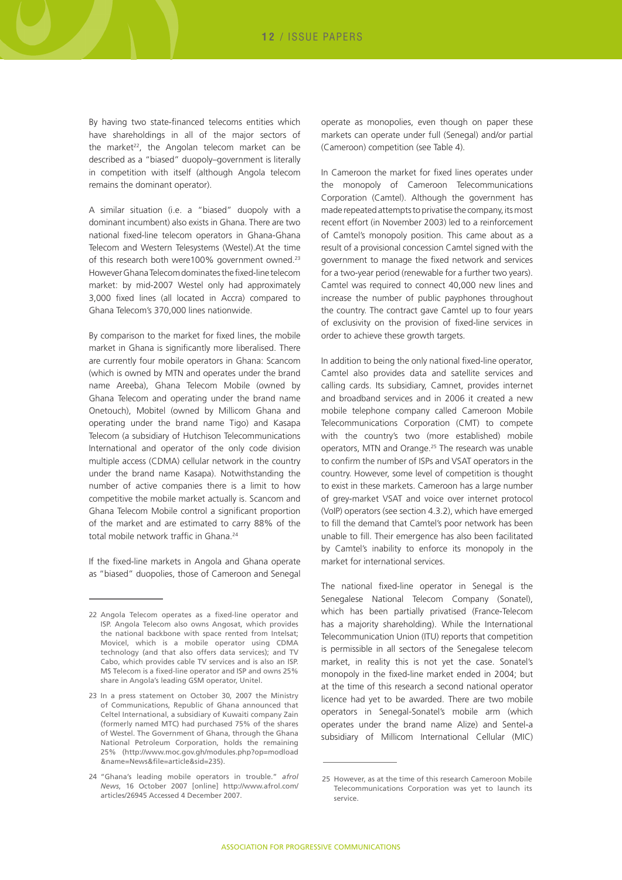By having two state-financed telecoms entities which have shareholdings in all of the major sectors of the market[22], the Angolan telecom market can be described as a "biased" duopoly–government is literally in competition with itself (although Angola telecom remains the dominant operator).

A similar situation (i.e. a "biased" duopoly with a dominant incumbent) also exists in Ghana. There are two national fixed-line telecom operators in Ghana-Ghana Telecom and Western Telesystems (Westel).At the time of this research both were100% government owned.[23] However Ghana Telecom dominates the fixed-line telecom market: by mid-2007 Westel only had approximately 3,000 fixed lines (all located in Accra) compared to Ghana Telecom's 370,000 lines nationwide.

By comparison to the market for fixed lines, the mobile market in Ghana is significantly more liberalised. There are currently four mobile operators in Ghana: Scancom (which is owned by MTN and operates under the brand name Areeba), Ghana Telecom Mobile (owned by Ghana Telecom and operating under the brand name Onetouch), Mobitel (owned by Millicom Ghana and operating under the brand name Tigo) and Kasapa Telecom (a subsidiary of Hutchison Telecommunications International and operator of the only code division multiple access (CDMA) cellular network in the country under the brand name Kasapa). Notwithstanding the number of active companies there is a limit to how competitive the mobile market actually is. Scancom and Ghana Telecom Mobile control a significant proportion of the market and are estimated to carry 88% of the total mobile network traffic in Ghana.[24]

If the fixed-line markets in Angola and Ghana operate as "biased" duopolies, those of Cameroon and Senegal operate as monopolies, even though on paper these markets can operate under full (Senegal) and/or partial (Cameroon) competition (see Table 4).

In Cameroon the market for fixed lines operates under the monopoly of Cameroon Telecommunications Corporation (Camtel). Although the government has made repeated attempts to privatise the company, its most recent effort (in November 2003) led to a reinforcement of Camtel's monopoly position. This came about as a result of a provisional concession Camtel signed with the government to manage the fixed network and services for a two-year period (renewable for a further two years). Camtel was required to connect 40,000 new lines and increase the number of public payphones throughout the country. The contract gave Camtel up to four years of exclusivity on the provision of fixed-line services in order to achieve these growth targets.

In addition to being the only national fixed-line operator, Camtel also provides data and satellite services and calling cards. Its subsidiary, Camnet, provides internet and broadband services and in 2006 it created a new mobile telephone company called Cameroon Mobile Telecommunications Corporation (CMT) to compete with the country's two (more established) mobile operators, MTN and Orange.[25] The research was unable to confirm the number of ISPs and VSAT operators in the country. However, some level of competition is thought to exist in these markets. Cameroon has a large number of grey-market VSAT and voice over internet protocol (VoIP) operators (see section 4.3.2), which have emerged to fill the demand that Camtel's poor network has been unable to fill. Their emergence has also been facilitated by Camtel's inability to enforce its monopoly in the market for international services.

The national fixed-line operator in Senegal is the Senegalese National Telecom Company (Sonatel), which has been partially privatised (France-Telecom has a majority shareholding). While the International Telecommunication Union (ITU) reports that competition is permissible in all sectors of the Senegalese telecom market, in reality this is not yet the case. Sonatel's monopoly in the fixed-line market ended in 2004; but at the time of this research a second national operator licence had yet to be awarded. There are two mobile operators in Senegal-Sonatel's mobile arm (which operates under the brand name Alize) and Sentel-a subsidiary of Millicom International Cellular (MIC)

---

22 Angola Telecom operates as a fixed-line operator and ISP. Angola Telecom also owns Angosat, which provides the national backbone with space rented from Intelsat; Movicel, which is a mobile operator using CDMA technology (and that also offers data services); and TV Cabo, which provides cable TV services and is also an ISP. MS Telecom is a fixed-line operator and ISP and owns 25% share in Angola's leading GSM operator, Unitel.

23 In a press statement on October 30, 2007 the Ministry of Communications, Republic of Ghana announced that Celtel International, a subsidiary of Kuwaiti company Zain (formerly named MTC) had purchased 75% of the shares of Westel. The Government of Ghana, through the Ghana National Petroleum Corporation, holds the remaining 25% (http://www.moc.gov.gh/modules.php?op=modload&name=News&file=article&sid=235).

24 "Ghana's leading mobile operators in trouble." *afrol News*, 16 October 2007 [online] http://www.afrol.com/articles/26945 Accessed 4 December 2007.

25 However, as at the time of this research Cameroon Mobile Telecommunications Corporation was yet to launch its service.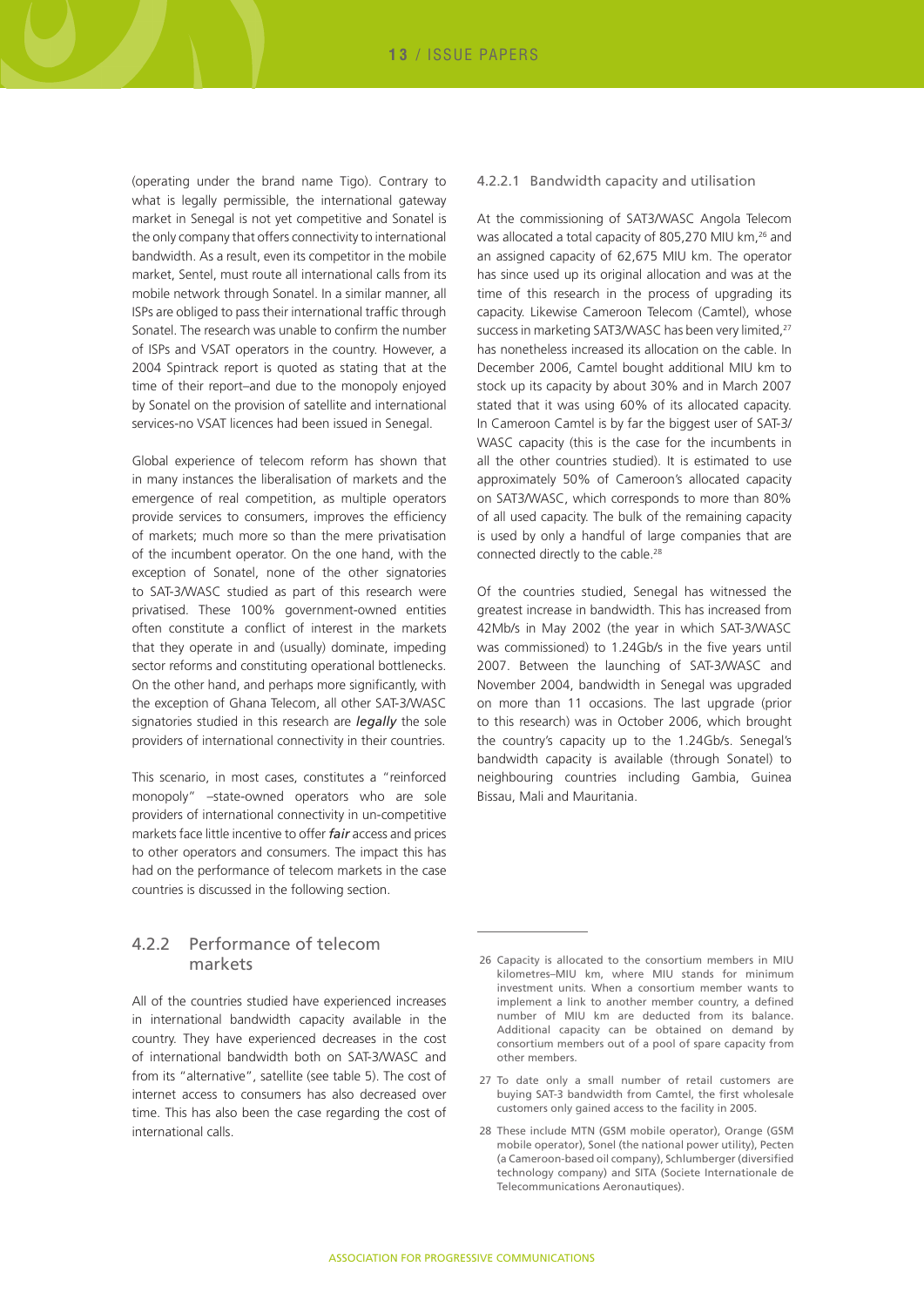(operating under the brand name Tigo). Contrary to what is legally permissible, the international gateway market in Senegal is not yet competitive and Sonatel is the only company that offers connectivity to international bandwidth. As a result, even its competitor in the mobile market, Sentel, must route all international calls from its mobile network through Sonatel. In a similar manner, all ISPs are obliged to pass their international traffic through Sonatel. The research was unable to confirm the number of ISPs and VSAT operators in the country. However, a 2004 Spintrack report is quoted as stating that at the time of their report–and due to the monopoly enjoyed by Sonatel on the provision of satellite and international services-no VSAT licences had been issued in Senegal.

Global experience of telecom reform has shown that in many instances the liberalisation of markets and the emergence of real competition, as multiple operators provide services to consumers, improves the efficiency of markets; much more so than the mere privatisation of the incumbent operator. On the one hand, with the exception of Sonatel, none of the other signatories to SAT-3/WASC studied as part of this research were privatised. These 100% government-owned entities often constitute a conflict of interest in the markets that they operate in and (usually) dominate, impeding sector reforms and constituting operational bottlenecks. On the other hand, and perhaps more significantly, with the exception of Ghana Telecom, all other SAT-3/WASC signatories studied in this research are ***legally*** the sole providers of international connectivity in their countries.

This scenario, in most cases, constitutes a "reinforced monopoly" –state-owned operators who are sole providers of international connectivity in un-competitive markets face little incentive to offer ***fair*** access and prices to other operators and consumers. The impact this has had on the performance of telecom markets in the case countries is discussed in the following section.

### 4.2.2 Performance of telecom markets

All of the countries studied have experienced increases in international bandwidth capacity available in the country. They have experienced decreases in the cost of international bandwidth both on SAT-3/WASC and from its "alternative", satellite (see table 5). The cost of internet access to consumers has also decreased over time. This has also been the case regarding the cost of international calls.

#### 4.2.2.1 Bandwidth capacity and utilisation

At the commissioning of SAT3/WASC Angola Telecom was allocated a total capacity of 805,270 MIU km,[26] and an assigned capacity of 62,675 MIU km. The operator has since used up its original allocation and was at the time of this research in the process of upgrading its capacity. Likewise Cameroon Telecom (Camtel), whose success in marketing SAT3/WASC has been very limited,[27] has nonetheless increased its allocation on the cable. In December 2006, Camtel bought additional MIU km to stock up its capacity by about 30% and in March 2007 stated that it was using 60% of its allocated capacity. In Cameroon Camtel is by far the biggest user of SAT-3/WASC capacity (this is the case for the incumbents in all the other countries studied). It is estimated to use approximately 50% of Cameroon's allocated capacity on SAT3/WASC, which corresponds to more than 80% of all used capacity. The bulk of the remaining capacity is used by only a handful of large companies that are connected directly to the cable.[28]

Of the countries studied, Senegal has witnessed the greatest increase in bandwidth. This has increased from 42Mb/s in May 2002 (the year in which SAT-3/WASC was commissioned) to 1.24Gb/s in the five years until 2007. Between the launching of SAT3/WASC and November 2004, bandwidth in Senegal was upgraded on more than 11 occasions. The last upgrade (prior to this research) was in October 2006, which brought the country's capacity up to the 1.24Gb/s. Senegal's bandwidth capacity is available (through Sonatel) to neighbouring countries including Gambia, Guinea Bissau, Mali and Mauritania.

---

26 Capacity is allocated to the consortium members in MIU kilometres–MIU km, where MIU stands for minimum investment units. When a consortium member wants to implement a link to another member country, a defined number of MIU km are deducted from its balance. Additional capacity can be obtained on demand by consortium members out of a pool of spare capacity from other members.

27 To date only a small number of retail customers are buying SAT-3 bandwidth from Camtel, the first wholesale customers only gained access to the facility in 2005.

28 These include MTN (GSM mobile operator), Orange (GSM mobile operator), Sonel (the national power utility), Pecten (a Cameroon-based oil company), Schlumberger (diversified technology company) and SITA (Societe Internationale de Telecommunications Aeronautiques).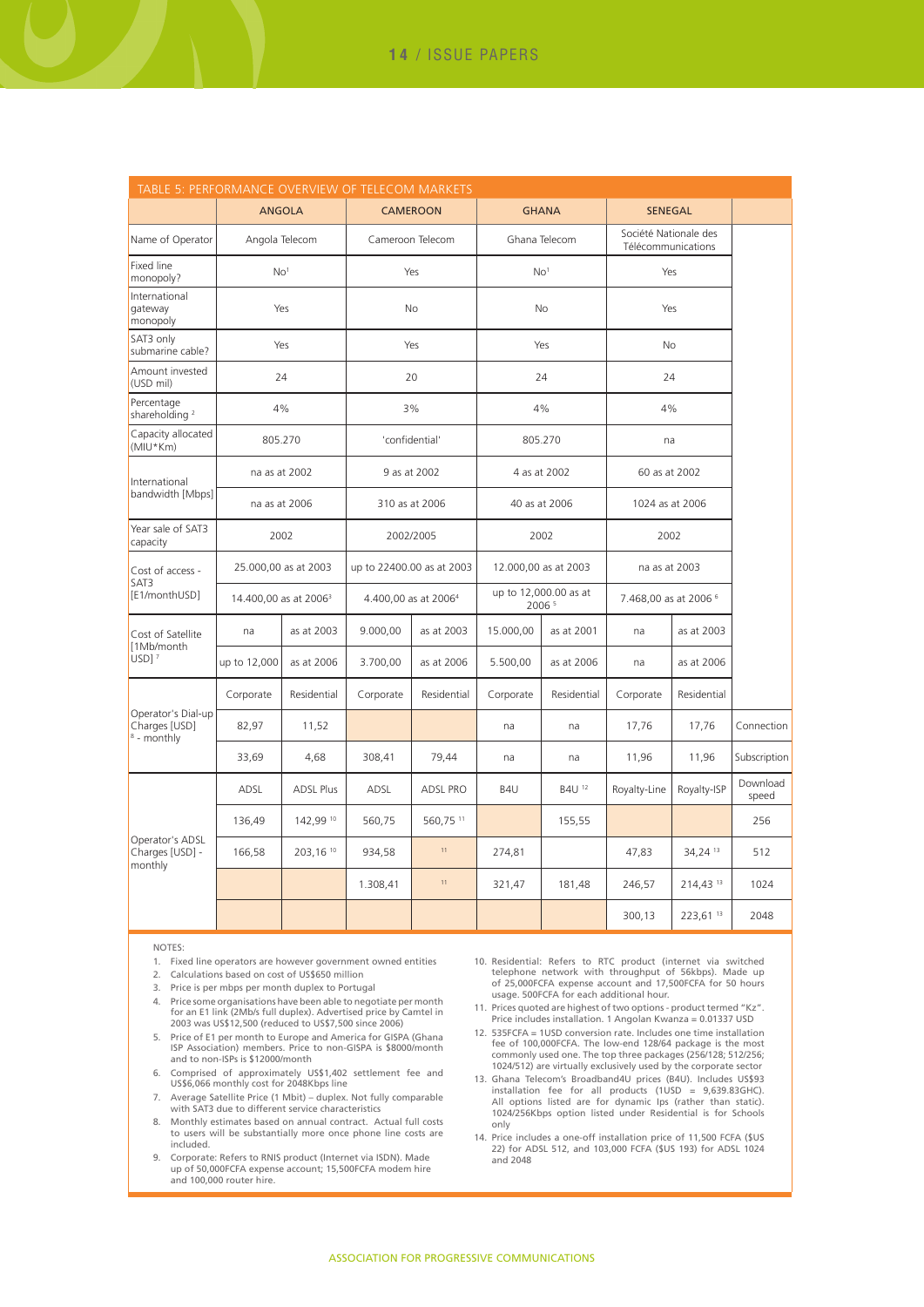TABLE 5: PERFORMANCE OVERVIEW OF TELECOM MARKETS

| | ANGOLA | | CAMEROON | | GHANA | | SENEGAL | | |
|---|---|---|---|---|---|---|---|---|---|
| Name of Operator | Angola Telecom | | Cameroon Telecom | | Ghana Telecom | | Société Nationale des Télécommunications | | |
| Fixed line monopoly? | No[1] | | Yes | | No[1] | | Yes | | |
| International gateway monopoly | Yes | | No | | No | | Yes | | |
| SAT3 only submarine cable? | Yes | | Yes | | Yes | | No | | |
| Amount invested (USD mil) | 24 | | 20 | | 24 | | 24 | | |
| Percentage shareholding [2] | 4% | | 3% | | 4% | | 4% | | |
| Capacity allocated (MIU*Km) | 805.270 | | 'confidential' | | 805.270 | | na | | |
| International bandwidth [Mbps] | na as at 2002 | | 9 as at 2002 | | 4 as at 2002 | | 60 as at 2002 | | |
| | na as at 2006 | | 310 as at 2006 | | 40 as at 2006 | | 1024 as at 2006 | | |
| Year sale of SAT3 capacity | 2002 | | 2002/2005 | | 2002 | | 2002 | | |
| Cost of access - SAT3 [E1/monthUSD] | 25.000,00 as at 2003 | | up to 22400.00 as at 2003 | | 12.000,00 as at 2003 | | na as at 2003 | | |
| | 14.400,00 as at 2006[3] | | 4.400,00 as at 2006[4] | | up to 12,000.00 as at 2006 [5] | | 7.468,00 as at 2006 [6] | | |
| Cost of Satellite [1Mb/month USD] [7] | na | as at 2003 | 9.000,00 | as at 2003 | 15.000,00 | as at 2001 | na | as at 2003 | |
| | up to 12,000 | as at 2006 | 3.700,00 | as at 2006 | 5.500,00 | as at 2006 | na | as at 2006 | |
| Operator's Dial-up Charges [USD] [8] - monthly | Corporate | Residential | Corporate | Residential | Corporate | Residential | Corporate | Residential | |
| | 82,97 | 11,52 | | | na | na | 17,76 | 17,76 | Connection |
| | 33,69 | 4,68 | 308,41 | 79,44 | na | na | 11,96 | 11,96 | Subscription |
| Operator's ADSL Charges [USD] - monthly | ADSL | ADSL Plus | ADSL | ADSL PRO | B4U | B4U [12] | Royalty-Line | Royalty-ISP | Download speed |
| | 136,49 | 142,99 [10] | 560,75 | 560,75 [11] | | 155,55 | | | 256 |
| | 166,58 | 203,16 [10] | 934,58 | [11] | 274,81 | | 47,83 | 34,24 [13] | 512 |
| | | | 1.308,41 | [11] | 321,47 | 181,48 | 246,57 | 214,43 [13] | 1024 |
| | | | | | | | 300,13 | 223,61 [13] | 2048 |

NOTES:

1. Fixed line operators are however government owned entities
2. Calculations based on cost of US$650 million
3. Price is per mbps per month duplex to Portugal
4. Price some organisations have been able to negotiate per month for an E1 link (2Mb/s full duplex). Advertised price by Camtel in 2003 was US$12,500 (reduced to US$7,500 since 2006)
5. Price of E1 per month to Europe and America for GISPA (Ghana ISP Association) members. Price to non-GISPA is $8000/month and to non-ISPs is $12000/month
6. Comprised of approximately US$1,402 settlement fee and US$6,066 monthly cost for 2048Kbps line
7. Average Satellite Price (1 Mbit) – duplex. Not fully comparable with SAT3 due to different service characteristics
8. Monthly estimates based on annual contract. Actual full costs to users will be substantially more once phone line costs are included.
9. Corporate: Refers to RNIS product (Internet via ISDN). Made up of 50,000FCFA expense account; 15,500FCFA modem hire and 100,000 router hire.
10. Residential: Refers to RTC product (internet via switched telephone network with throughput of 56kbps). Made up of 25,000FCFA expense account and 17,500FCFA for 50 hours usage. 500FCFA for each additional hour.
11. Prices quoted are highest of two options - product termed "Kz". Price includes installation. 1 Angolan Kwanza = 0.01337 USD
12. 535FCFA = 1USD conversion rate. Includes one time installation fee of 100,000FCFA. The low-end 128/64 package is the most commonly used one. The top three packages (256/128; 512/256; 1024/512) are virtually exclusively used by the corporate sector
13. Ghana Telecom's Broadband4U prices (B4U). Includes US$93 installation fee for all products (1USD = 9,639.83GHC). All options listed are for dynamic Ips (rather than static). 1024/256Kbps option listed under Residential is for Schools only
14. Price includes a one-off installation price of 11,500 FCFA ($US 22) for ADSL 512, and 103,000 FCFA ($US 193) for ADSL 1024 and 2048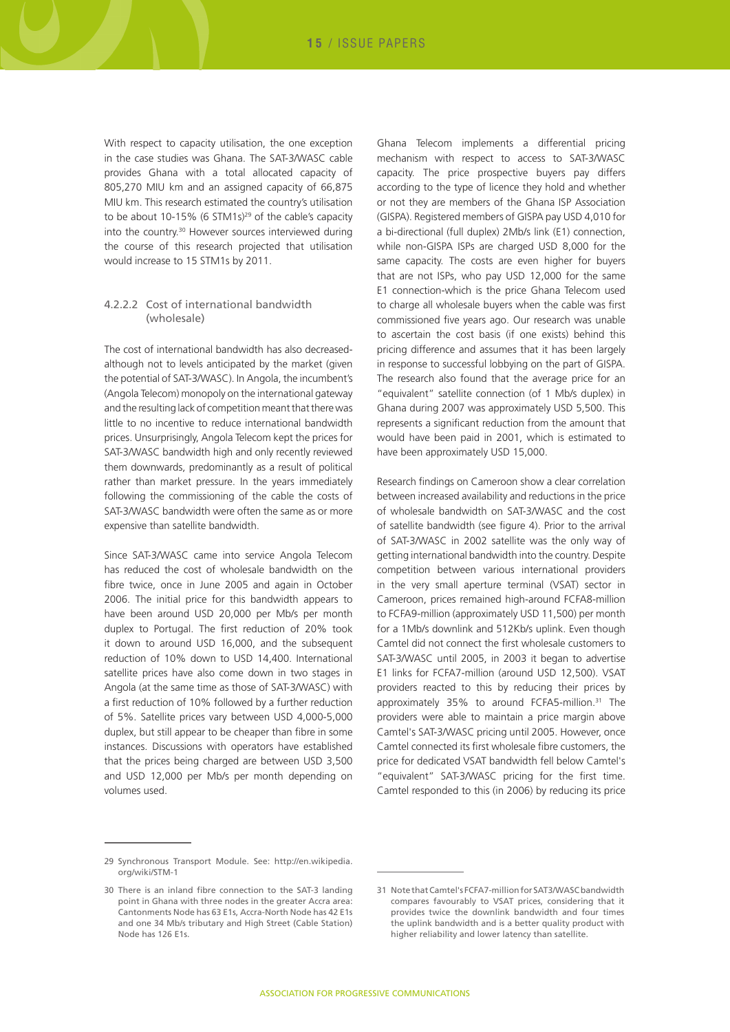With respect to capacity utilisation, the one exception in the case studies was Ghana. The SAT-3/WASC cable provides Ghana with a total allocated capacity of 805,270 MIU km and an assigned capacity of 66,875 MIU km. This research estimated the country's utilisation to be about 10-15% (6 STM1s)[29] of the cable's capacity into the country.[30] However sources interviewed during the course of this research projected that utilisation would increase to 15 STM1s by 2011.

#### 4.2.2.2 Cost of international bandwidth (wholesale)

The cost of international bandwidth has also decreased-although not to levels anticipated by the market (given the potential of SAT-3/WASC). In Angola, the incumbent's (Angola Telecom) monopoly on the international gateway and the resulting lack of competition meant that there was little to no incentive to reduce international bandwidth prices. Unsurprisingly, Angola Telecom kept the prices for SAT-3/WASC bandwidth high and only recently reviewed them downwards, predominantly as a result of political rather than market pressure. In the years immediately following the commissioning of the cable the costs of SAT-3/WASC bandwidth were often the same as or more expensive than satellite bandwidth.

Since SAT-3/WASC came into service Angola Telecom has reduced the cost of wholesale bandwidth on the fibre twice, once in June 2005 and again in October 2006. The initial price for this bandwidth appears to have been around USD 20,000 per Mb/s per month duplex to Portugal. The first reduction of 20% took it down to around USD 16,000, and the subsequent reduction of 10% down to USD 14,400. International satellite prices have also come down in two stages in Angola (at the same time as those of SAT-3/WASC) with a first reduction of 10% followed by a further reduction of 5%. Satellite prices vary between USD 4,000-5,000 duplex, but still appear to be cheaper than fibre in some instances. Discussions with operators have established that the prices being charged are between USD 3,500 and USD 12,000 per Mb/s per month depending on volumes used.

Ghana Telecom implements a differential pricing mechanism with respect to access to SAT-3/WASC capacity. The price prospective buyers pay differs according to the type of licence they hold and whether or not they are members of the Ghana ISP Association (GISPA). Registered members of GISPA pay USD 4,010 for a bi-directional (full duplex) 2Mb/s link (E1) connection, while non-GISPA ISPs are charged USD 8,000 for the same capacity. The costs are even higher for buyers that are not ISPs, who pay USD 12,000 for the same E1 connection-which is the price Ghana Telecom used to charge all wholesale buyers when the cable was first commissioned five years ago. Our research was unable to ascertain the cost basis (if one exists) behind this pricing difference and assumes that it has been largely in response to successful lobbying on the part of GISPA. The research also found that the average price for an "equivalent" satellite connection (of 1 Mb/s duplex) in Ghana during 2007 was approximately USD 5,500. This represents a significant reduction from the amount that would have been paid in 2001, which is estimated to have been approximately USD 15,000.

Research findings on Cameroon show a clear correlation between increased availability and reductions in the price of wholesale bandwidth on SAT-3/WASC and the cost of satellite bandwidth (see figure 4). Prior to the arrival of SAT-3/WASC in 2002 satellite was the only way of getting international bandwidth into the country. Despite competition between various international providers in the very small aperture terminal (VSAT) sector in Cameroon, prices remained high-around FCFA8-million to FCFA9-million (approximately USD 11,500) per month for a 1Mb/s downlink and 512Kb/s uplink. Even though Camtel did not connect the first wholesale customers to SAT-3/WASC until 2005, in 2003 it began to advertise E1 links for FCFA7-million (around USD 12,500). VSAT providers reacted to this by reducing their prices by approximately 35% to around FCFA5-million.[31] The providers were able to maintain a price margin above Camtel's SAT-3/WASC pricing until 2005. However, once Camtel connected its first wholesale fibre customers, the price for dedicated VSAT bandwidth fell below Camtel's "equivalent" SAT-3/WASC pricing for the first time. Camtel responded to this (in 2006) by reducing its price

---

29 Synchronous Transport Module. See: http://en.wikipedia.org/wiki/STM-1

30 There is an inland fibre connection to the SAT-3 landing point in Ghana with three nodes in the greater Accra area: Cantonments Node has 63 E1s, Accra-North Node has 42 E1s and one 34 Mb/s tributary and High Street (Cable Station) Node has 126 E1s.

31 Note that Camtel's FCFA7-million for SAT3/WASC bandwidth compares favourably to VSAT prices, considering that it provides twice the downlink bandwidth and four times the uplink bandwidth and is a better quality product with higher reliability and lower latency than satellite.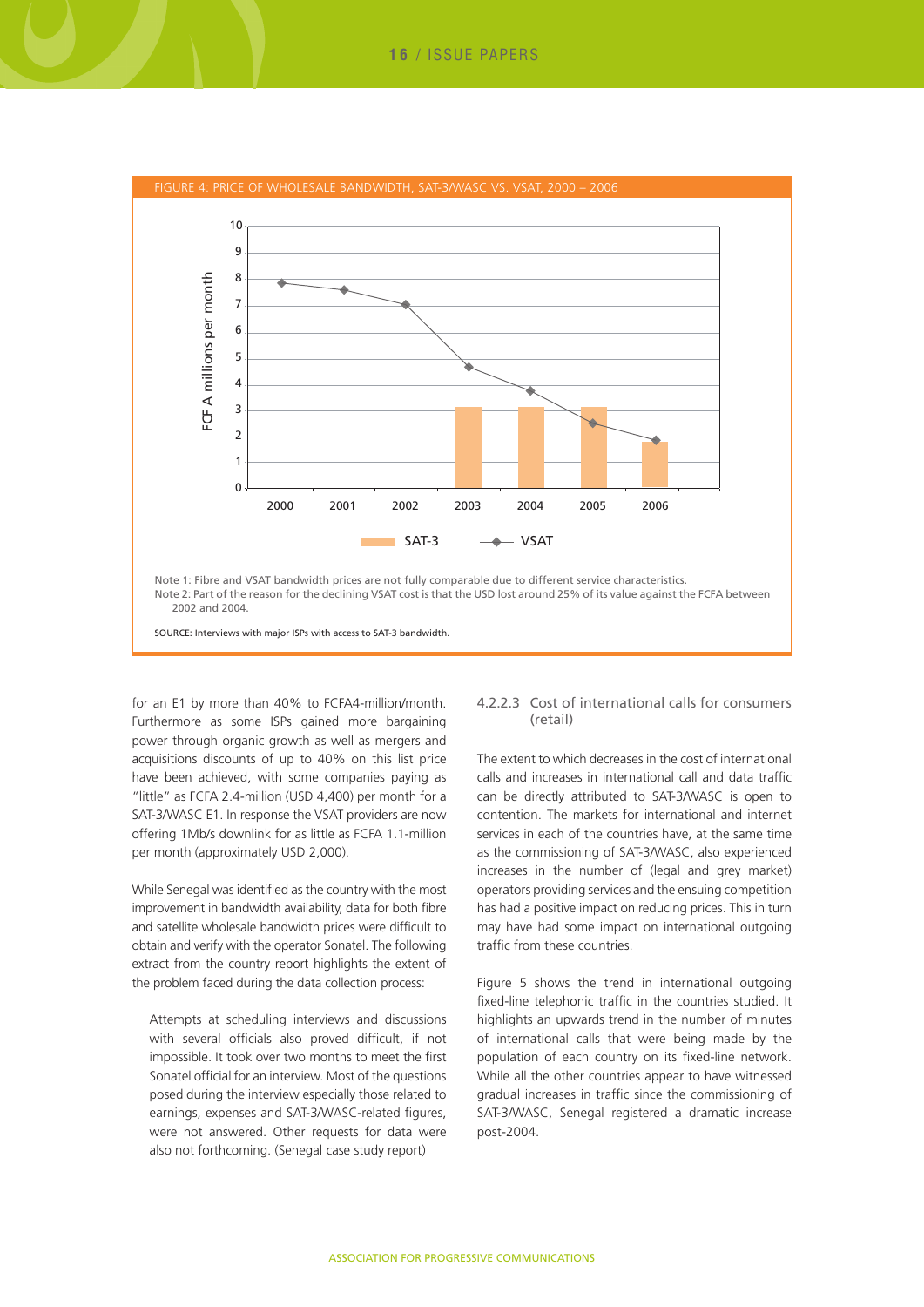FIGURE 4: PRICE OF WHOLESALE BANDWIDTH, SAT-3/WASC VS. VSAT, 2000 – 2006

Note 1: Fibre and VSAT bandwidth prices are not fully comparable due to different service characteristics.
Note 2: Part of the reason for the declining VSAT cost is that the USD lost around 25% of its value against the FCFA between 2002 and 2004.

SOURCE: Interviews with major ISPs with access to SAT-3 bandwidth.

for an E1 by more than 40% to FCFA4-million/month. Furthermore as some ISPs gained more bargaining power through organic growth as well as mergers and acquisitions discounts of up to 40% on this list price have been achieved, with some companies paying as "little" as FCFA 2.4-million (USD 4,400) per month for a SAT-3/WASC E1. In response the VSAT providers are now offering 1Mb/s downlink for as little as FCFA 1.1-million per month (approximately USD 2,000).

While Senegal was identified as the country with the most improvement in bandwidth availability, data for both fibre and satellite wholesale bandwidth prices were difficult to obtain and verify with the operator Sonatel. The following extract from the country report highlights the extent of the problem faced during the data collection process:

> Attempts at scheduling interviews and discussions with several officials also proved difficult, if not impossible. It took over two months to meet the first Sonatel official for an interview. Most of the questions posed during the interview especially those related to earnings, expenses and SAT-3/WASC-related figures, were not answered. Other requests for data were also not forthcoming. (Senegal case study report)

#### 4.2.2.3 Cost of international calls for consumers (retail)

The extent to which decreases in the cost of international calls and increases in international call and data traffic can be directly attributed to SAT-3/WASC is open to contention. The markets for international and internet services in each of the countries have, at the same time as the commissioning of SAT-3/WASC, also experienced increases in the number of (legal and grey market) operators providing services and the ensuing competition has had a positive impact on reducing prices. This in turn may have had some impact on international outgoing traffic from these countries.

Figure 5 shows the trend in international outgoing fixed-line telephonic traffic in the countries studied. It highlights an upwards trend in the number of minutes of international calls that were being made by the population of each country on its fixed-line network. While all the other countries appear to have witnessed gradual increases in traffic since the commissioning of SAT-3/WASC, Senegal registered a dramatic increase post-2004.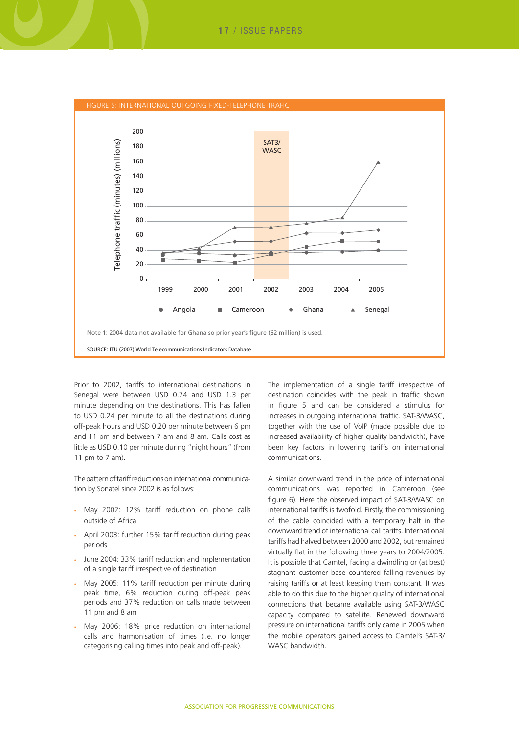FIGURE 5: INTERNATIONAL OUTGOING FIXED-TELEPHONE TRAFIC

Note 1: 2004 data not available for Ghana so prior year's figure (62 million) is used.

SOURCE: ITU (2007) World Telecommunications Indicators Database

Prior to 2002, tariffs to international destinations in Senegal were between USD 0.74 and USD 1.3 per minute depending on the destinations. This has fallen to USD 0.24 per minute to all the destinations during off-peak hours and USD 0.20 per minute between 6 pm and 11 pm and between 7 am and 8 am. Calls cost as little as USD 0.10 per minute during "night hours" (from 11 pm to 7 am).

The pattern of tariff reductions on international communication by Sonatel since 2002 is as follows:

- May 2002: 12% tariff reduction on phone calls outside of Africa
- April 2003: further 15% tariff reduction during peak periods
- June 2004: 33% tariff reduction and implementation of a single tariff irrespective of destination
- May 2005: 11% tariff reduction per minute during peak time, 6% reduction during off-peak peak periods and 37% reduction on calls made between 11 pm and 8 am
- May 2006: 18% price reduction on international calls and harmonisation of times (i.e. no longer categorising calling times into peak and off-peak).

The implementation of a single tariff irrespective of destination coincides with the peak in traffic shown in figure 5 and can be considered a stimulus for increases in outgoing international traffic. SAT-3/WASC, together with the use of VoIP (made possible due to increased availability of higher quality bandwidth), have been key factors in lowering tariffs on international communications.

A similar downward trend in the price of international communications was reported in Cameroon (see figure 6). Here the observed impact of SAT-3/WASC on international tariffs is twofold. Firstly, the commissioning of the cable coincided with a temporary halt in the downward trend of international call tariffs. International tariffs had halved between 2000 and 2002, but remained virtually flat in the following three years to 2004/2005. It is possible that Camtel, facing a dwindling or (at best) stagnant customer base countered falling revenues by raising tariffs or at least keeping them constant. It was able to do this due to the higher quality of international connections that became available using SAT-3/WASC capacity compared to satellite. Renewed downward pressure on international tariffs only came in 2005 when the mobile operators gained access to Camtel's SAT-3/WASC bandwidth.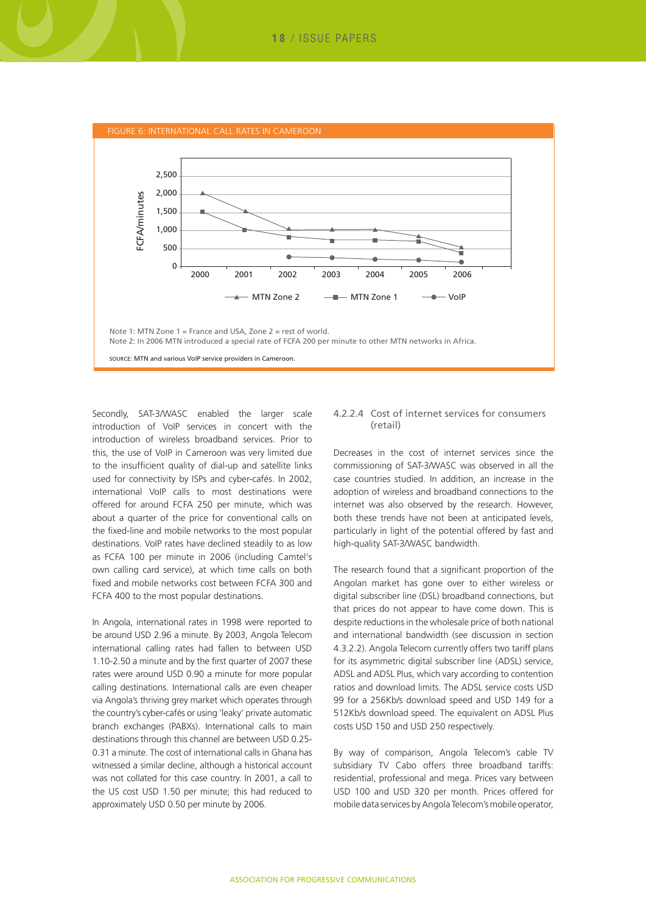FIGURE 6: INTERNATIONAL CALL RATES IN CAMEROON

Note 1: MTN Zone 1 = France and USA, Zone 2 = rest of world.
Note 2: In 2006 MTN introduced a special rate of FCFA 200 per minute to other MTN networks in Africa.

SOURCE: MTN and various VoIP service providers in Cameroon.

Secondly, SAT-3/WASC enabled the larger scale introduction of VoIP services in concert with the introduction of wireless broadband services. Prior to this, the use of VoIP in Cameroon was very limited due to the insufficient quality of dial-up and satellite links used for connectivity by ISPs and cyber-cafés. In 2002, international VoIP calls to most destinations were offered for around FCFA 250 per minute, which was about a quarter of the price for conventional calls on the fixed-line and mobile networks to the most popular destinations. VoIP rates have declined steadily to as low as FCFA 100 per minute in 2006 (including Camtel's own calling card service), at which time calls on both fixed and mobile networks cost between FCFA 300 and FCFA 400 to the most popular destinations.

In Angola, international rates in 1998 were reported to be around USD 2.96 a minute. By 2003, Angola Telecom international calling rates had fallen to between USD 1.10-2.50 a minute and by the first quarter of 2007 these rates were around USD 0.90 a minute for more popular calling destinations. International calls are even cheaper via Angola's thriving grey market which operates through the country's cyber-cafés or using 'leaky' private automatic branch exchanges (PABXs). International calls to main destinations through this channel are between USD 0.25-0.31 a minute. The cost of international calls in Ghana has witnessed a similar decline, although a historical account was not collated for this case country. In 2001, a call to the US cost USD 1.50 per minute; this had reduced to approximately USD 0.50 per minute by 2006.

#### 4.2.2.4 Cost of internet services for consumers (retail)

Decreases in the cost of internet services since the commissioning of SAT-3/WASC was observed in all the case countries studied. In addition, an increase in the adoption of wireless and broadband connections to the internet was also observed by the research. However, both these trends have not been at anticipated levels, particularly in light of the potential offered by fast and high-quality SAT-3/WASC bandwidth.

The research found that a significant proportion of the Angolan market has gone over to either wireless or digital subscriber line (DSL) broadband connections, but that prices do not appear to have come down. This is despite reductions in the wholesale price of both national and international bandwidth (see discussion in section 4.3.2.2). Angola Telecom currently offers two tariff plans for its asymmetric digital subscriber line (ADSL) service, ADSL and ADSL Plus, which vary according to contention ratios and download limits. The ADSL service costs USD 99 for a 256Kb/s download speed and USD 149 for a 512Kb/s download speed. The equivalent on ADSL Plus costs USD 150 and USD 250 respectively.

By way of comparison, Angola Telecom's cable TV subsidiary TV Cabo offers three broadband tariffs: residential, professional and mega. Prices vary between USD 100 and USD 320 per month. Prices offered for mobile data services by Angola Telecom's mobile operator,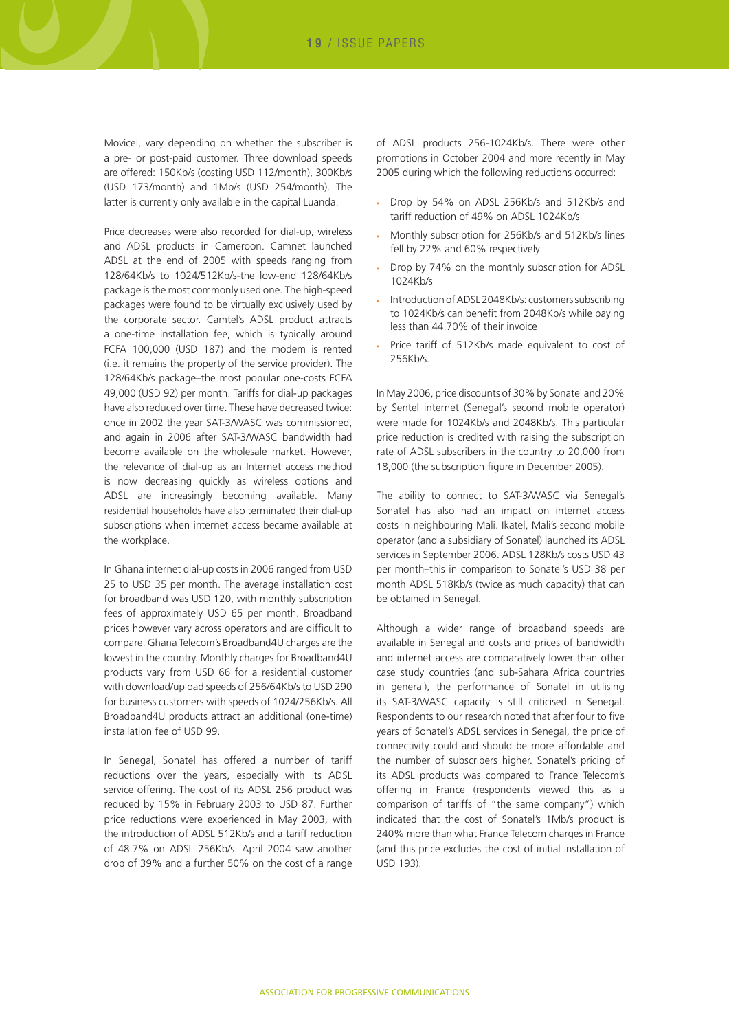Movicel, vary depending on whether the subscriber is a pre- or post-paid customer. Three download speeds are offered: 150Kb/s (costing USD 112/month), 300Kb/s (USD 173/month) and 1Mb/s (USD 254/month). The latter is currently only available in the capital Luanda.

Price decreases were also recorded for dial-up, wireless and ADSL products in Cameroon. Camnet launched ADSL at the end of 2005 with speeds ranging from 128/64Kb/s to 1024/512Kb/s-the low-end 128/64Kb/s package is the most commonly used one. The high-speed packages were found to be virtually exclusively used by the corporate sector. Camtel's ADSL product attracts a one-time installation fee, which is typically around FCFA 100,000 (USD 187) and the modem is rented (i.e. it remains the property of the service provider). The 128/64Kb/s package–the most popular one-costs FCFA 49,000 (USD 92) per month. Tariffs for dial-up packages have also reduced over time. These have decreased twice: once in 2002 the year SAT-3/WASC was commissioned, and again in 2006 after SAT-3/WASC bandwidth had become available on the wholesale market. However, the relevance of dial-up as an Internet access method is now decreasing quickly as wireless options and ADSL are increasingly becoming available. Many residential households have also terminated their dial-up subscriptions when internet access became available at the workplace.

In Ghana internet dial-up costs in 2006 ranged from USD 25 to USD 35 per month. The average installation cost for broadband was USD 120, with monthly subscription fees of approximately USD 65 per month. Broadband prices however vary across operators and are difficult to compare. Ghana Telecom's Broadband4U charges are the lowest in the country. Monthly charges for Broadband4U products vary from USD 66 for a residential customer with download/upload speeds of 256/64Kb/s to USD 290 for business customers with speeds of 1024/256Kb/s. All Broadband4U products attract an additional (one-time) installation fee of USD 99.

In Senegal, Sonatel has offered a number of tariff reductions over the years, especially with its ADSL service offering. The cost of its ADSL 256 product was reduced by 15% in February 2003 to USD 87. Further price reductions were experienced in May 2003, with the introduction of ADSL 512Kb/s and a tariff reduction of 48.7% on ADSL 256Kb/s. April 2004 saw another drop of 39% and a further 50% on the cost of a range of ADSL products 256-1024Kb/s. There were other promotions in October 2004 and more recently in May 2005 during which the following reductions occurred:

- Drop by 54% on ADSL 256Kb/s and 512Kb/s and tariff reduction of 49% on ADSL 1024Kb/s
- Monthly subscription for 256Kb/s and 512Kb/s lines fell by 22% and 60% respectively
- Drop by 74% on the monthly subscription for ADSL 1024Kb/s
- Introduction of ADSL 2048Kb/s: customers subscribing to 1024Kb/s can benefit from 2048Kb/s while paying less than 44.70% of their invoice
- Price tariff of 512Kb/s made equivalent to cost of 256Kb/s.

In May 2006, price discounts of 30% by Sonatel and 20% by Sentel internet (Senegal's second mobile operator) were made for 1024Kb/s and 2048Kb/s. This particular price reduction is credited with raising the subscription rate of ADSL subscribers in the country to 20,000 from 18,000 (the subscription figure in December 2005).

The ability to connect to SAT-3/WASC via Senegal's Sonatel has also had an impact on internet access costs in neighbouring Mali. Ikatel, Mali's second mobile operator (and a subsidiary of Sonatel) launched its ADSL services in September 2006. ADSL 128Kb/s costs USD 43 per month–this in comparison to Sonatel's USD 38 per month ADSL 518Kb/s (twice as much capacity) that can be obtained in Senegal.

Although a wider range of broadband speeds are available in Senegal and costs and prices of bandwidth and internet access are comparatively lower than other case study countries (and sub-Sahara Africa countries in general), the performance of Sonatel in utilising its SAT-3/WASC capacity is still criticised in Senegal. Respondents to our research noted that after four to five years of Sonatel's ADSL services in Senegal, the price of connectivity could and should be more affordable and the number of subscribers higher. Sonatel's pricing of its ADSL products was compared to France Telecom's offering in France (respondents viewed this as a comparison of tariffs of "the same company") which indicated that the cost of Sonatel's 1Mb/s product is 240% more than what France Telecom charges in France (and this price excludes the cost of initial installation of USD 193).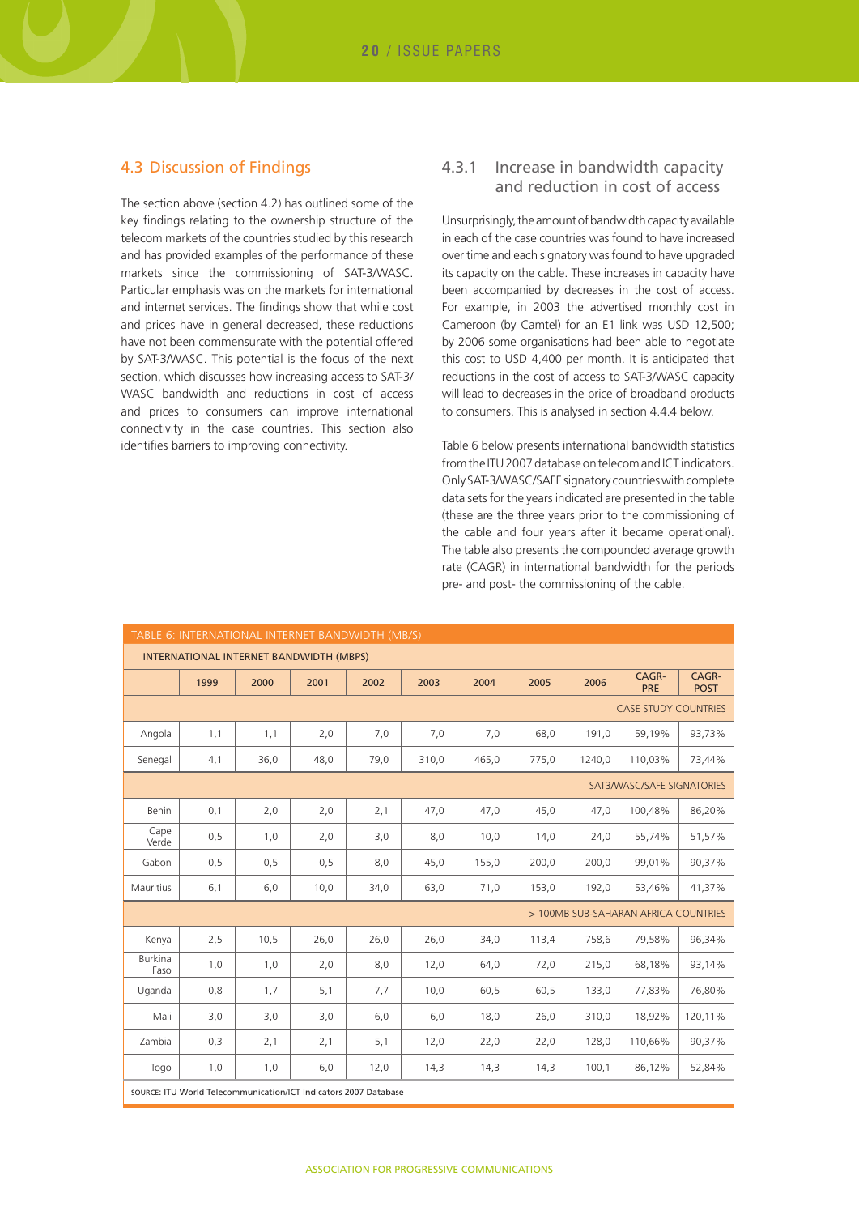## 4.3 Discussion of Findings

The section above (section 4.2) has outlined some of the key findings relating to the ownership structure of the telecom markets of the countries studied by this research and has provided examples of the performance of these markets since the commissioning of SAT-3/WASC. Particular emphasis was on the markets for international and internet services. The findings show that while cost and prices have in general decreased, these reductions have not been commensurate with the potential offered by SAT-3/WASC. This potential is the focus of the next section, which discusses how increasing access to SAT-3/WASC bandwidth and reductions in cost of access and prices to consumers can improve international connectivity in the case countries. This section also identifies barriers to improving connectivity.

### 4.3.1 Increase in bandwidth capacity and reduction in cost of access

Unsurprisingly, the amount of bandwidth capacity available in each of the case countries was found to have increased over time and each signatory was found to have upgraded its capacity on the cable. These increases in capacity have been accompanied by decreases in the cost of access. For example, in 2003 the advertised monthly cost in Cameroon (by Camtel) for an E1 link was USD 12,500; by 2006 some organisations had been able to negotiate this cost to USD 4,400 per month. It is anticipated that reductions in the cost of access to SAT-3/WASC capacity will lead to decreases in the price of broadband products to consumers. This is analysed in section 4.4.4 below.

Table 6 below presents international bandwidth statistics from the ITU 2007 database on telecom and ICT indicators. Only SAT-3/WASC/SAFE signatory countries with complete data sets for the years indicated are presented in the table (these are the three years prior to the commissioning of the cable and four years after it became operational). The table also presents the compounded average growth rate (CAGR) in international bandwidth for the periods pre- and post- the commissioning of the cable.

**TABLE 6: INTERNATIONAL INTERNET BANDWIDTH (MB/S)**

| INTERNATIONAL INTERNET BANDWIDTH (MBPS) | | | | | | | | | | |
|---|---|---|---|---|---|---|---|---|---|---|
| | 1999 | 2000 | 2001 | 2002 | 2003 | 2004 | 2005 | 2006 | CAGR-PRE | CAGR-POST |
| CASE STUDY COUNTRIES | | | | | | | | | | |
| Angola | 1,1 | 1,1 | 2,0 | 7,0 | 7,0 | 7,0 | 68,0 | 191,0 | 59,19% | 93,73% |
| Senegal | 4,1 | 36,0 | 48,0 | 79,0 | 310,0 | 465,0 | 775,0 | 1240,0 | 110,03% | 73,44% |
| SAT3/WASC/SAFE SIGNATORIES | | | | | | | | | | |
| Benin | 0,1 | 2,0 | 2,0 | 2,1 | 47,0 | 47,0 | 45,0 | 47,0 | 100,48% | 86,20% |
| Cape Verde | 0,5 | 1,0 | 2,0 | 3,0 | 8,0 | 10,0 | 14,0 | 24,0 | 55,74% | 51,57% |
| Gabon | 0,5 | 0,5 | 0,5 | 8,0 | 45,0 | 155,0 | 200,0 | 200,0 | 99,01% | 90,37% |
| Mauritius | 6,1 | 6,0 | 10,0 | 34,0 | 63,0 | 71,0 | 153,0 | 192,0 | 53,46% | 41,37% |
| > 100MB SUB-SAHARAN AFRICA COUNTRIES | | | | | | | | | | |
| Kenya | 2,5 | 10,5 | 26,0 | 26,0 | 26,0 | 34,0 | 113,4 | 758,6 | 79,58% | 96,34% |
| Burkina Faso | 1,0 | 1,0 | 2,0 | 8,0 | 12,0 | 64,0 | 72,0 | 215,0 | 68,18% | 93,14% |
| Uganda | 0,8 | 1,7 | 5,1 | 7,7 | 10,0 | 60,5 | 60,5 | 133,0 | 77,83% | 76,80% |
| Mali | 3,0 | 3,0 | 3,0 | 6,0 | 6,0 | 18,0 | 26,0 | 310,0 | 18,92% | 120,11% |
| Zambia | 0,3 | 2,1 | 2,1 | 5,1 | 12,0 | 22,0 | 22,0 | 128,0 | 110,66% | 90,37% |
| Togo | 1,0 | 1,0 | 6,0 | 12,0 | 14,3 | 14,3 | 14,3 | 100,1 | 86,12% | 52,84% |

SOURCE: ITU World Telecommunication/ICT Indicators 2007 Database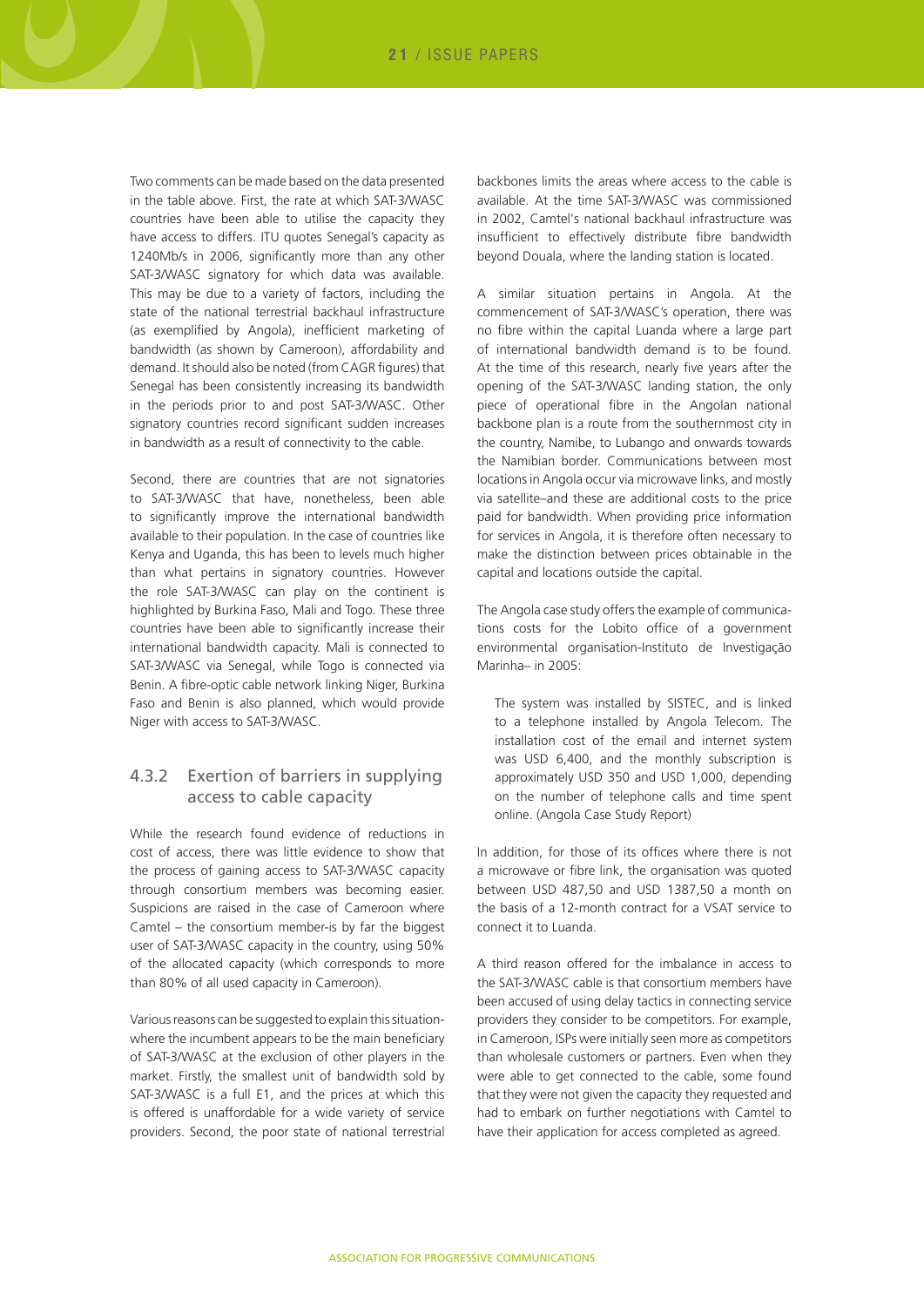Two comments can be made based on the data presented in the table above. First, the rate at which SAT-3/WASC countries have been able to utilise the capacity they have access to differs. ITU quotes Senegal's capacity as 1240Mb/s in 2006, significantly more than any other SAT-3/WASC signatory for which data was available. This may be due to a variety of factors, including the state of the national terrestrial backhaul infrastructure (as exemplified by Angola), inefficient marketing of bandwidth (as shown by Cameroon), affordability and demand. It should also be noted (from CAGR figures) that Senegal has been consistently increasing its bandwidth in the periods prior to and post SAT-3/WASC. Other signatory countries record significant sudden increases in bandwidth as a result of connectivity to the cable.

Second, there are countries that are not signatories to SAT-3/WASC that have, nonetheless, been able to significantly improve the international bandwidth available to their population. In the case of countries like Kenya and Uganda, this has been to levels much higher than what pertains in signatory countries. However the role SAT-3/WASC can play on the continent is highlighted by Burkina Faso, Mali and Togo. These three countries have been able to significantly increase their international bandwidth capacity. Mali is connected to SAT-3/WASC via Senegal, while Togo is connected via Benin. A fibre-optic cable network linking Niger, Burkina Faso and Benin is also planned, which would provide Niger with access to SAT-3/WASC.

### 4.3.2 Exertion of barriers in supplying access to cable capacity

While the research found evidence of reductions in cost of access, there was little evidence to show that the process of gaining access to SAT-3/WASC capacity through consortium members was becoming easier. Suspicions are raised in the case of Cameroon where Camtel – the consortium member-is by far the biggest user of SAT-3/WASC capacity in the country, using 50% of the allocated capacity (which corresponds to more than 80% of all used capacity in Cameroon).

Various reasons can be suggested to explain this situation-where the incumbent appears to be the main beneficiary of SAT-3/WASC at the exclusion of other players in the market. Firstly, the smallest unit of bandwidth sold by SAT-3/WASC is a full E1, and the prices at which this is offered is unaffordable for a wide variety of service providers. Second, the poor state of national terrestrial backbones limits the areas where access to the cable is available. At the time SAT-3/WASC was commissioned in 2002, Camtel's national backhaul infrastructure was insufficient to effectively distribute fibre bandwidth beyond Douala, where the landing station is located.

A similar situation pertains in Angola. At the commencement of SAT-3/WASC's operation, there was no fibre within the capital Luanda where a large part of international bandwidth demand is to be found. At the time of this research, nearly five years after the opening of the SAT-3/WASC landing station, the only piece of operational fibre in the Angolan national backbone plan is a route from the southernmost city in the country, Namibe, to Lubango and onwards towards the Namibian border. Communications between most locations in Angola occur via microwave links, and mostly via satellite–and these are additional costs to the price paid for bandwidth. When providing price information for services in Angola, it is therefore often necessary to make the distinction between prices obtainable in the capital and locations outside the capital.

The Angola case study offers the example of communications costs for the Lobito office of a government environmental organisation-Instituto de Investigação Marinha– in 2005:

> The system was installed by SISTEC, and is linked to a telephone installed by Angola Telecom. The installation cost of the email and internet system was USD 6,400, and the monthly subscription is approximately USD 350 and USD 1,000, depending on the number of telephone calls and time spent online. (Angola Case Study Report)

In addition, for those of its offices where there is not a microwave or fibre link, the organisation was quoted between USD 487,50 and USD 1387,50 a month on the basis of a 12-month contract for a VSAT service to connect it to Luanda.

A third reason offered for the imbalance in access to the SAT-3/WASC cable is that consortium members have been accused of using delay tactics in connecting service providers they consider to be competitors. For example, in Cameroon, ISPs were initially seen more as competitors than wholesale customers or partners. Even when they were able to get connected to the cable, some found that they were not given the capacity they requested and had to embark on further negotiations with Camtel to have their application for access completed as agreed.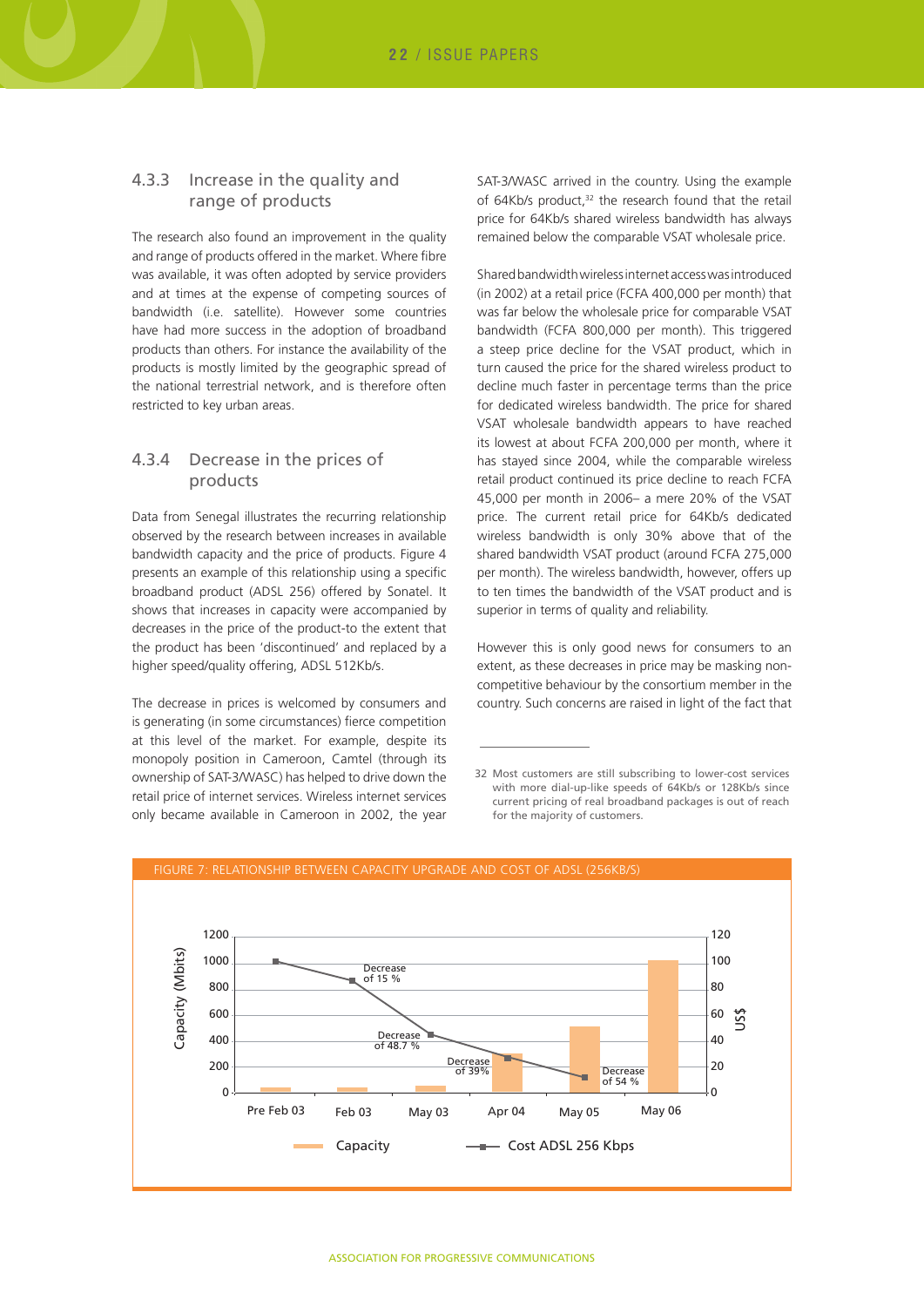### 4.3.3 Increase in the quality and range of products

The research also found an improvement in the quality and range of products offered in the market. Where fibre was available, it was often adopted by service providers and at times at the expense of competing sources of bandwidth (i.e. satellite). However some countries have had more success in the adoption of broadband products than others. For instance the availability of the products is mostly limited by the geographic spread of the national terrestrial network, and is therefore often restricted to key urban areas.

### 4.3.4 Decrease in the prices of products

Data from Senegal illustrates the recurring relationship observed by the research between increases in available bandwidth capacity and the price of products. Figure 4 presents an example of this relationship using a specific broadband product (ADSL 256) offered by Sonatel. It shows that increases in capacity were accompanied by decreases in the price of the product-to the extent that the product has been 'discontinued' and replaced by a higher speed/quality offering, ADSL 512Kb/s.

The decrease in prices is welcomed by consumers and is generating (in some circumstances) fierce competition at this level of the market. For example, despite its monopoly position in Cameroon, Camtel (through its ownership of SAT-3/WASC) has helped to drive down the retail price of internet services. Wireless internet services only became available in Cameroon in 2002, the year SAT-3/WASC arrived in the country. Using the example of 64Kb/s product,[32] the research found that the retail price for 64Kb/s shared wireless bandwidth has always remained below the comparable VSAT wholesale price.

Shared bandwidth wireless internet access was introduced (in 2002) at a retail price (FCFA 400,000 per month) that was far below the wholesale price for comparable VSAT bandwidth (FCFA 800,000 per month). This triggered a steep price decline for the VSAT product, which in turn caused the price for the shared wireless product to decline much faster in percentage terms than the price for dedicated wireless bandwidth. The price for shared VSAT wholesale bandwidth appears to have reached its lowest at about FCFA 200,000 per month, where it has stayed since 2004, while the comparable wireless retail product continued its price decline to reach FCFA 45,000 per month in 2006– a mere 20% of the VSAT price. The current retail price for 64Kb/s dedicated wireless bandwidth is only 30% above that of the shared bandwidth VSAT product (around FCFA 275,000 per month). The wireless bandwidth, however, offers up to ten times the bandwidth of the VSAT product and is superior in terms of quality and reliability.

However this is only good news for consumers to an extent, as these decreases in price may be masking non-competitive behaviour by the consortium member in the country. Such concerns are raised in light of the fact that

[32] Most customers are still subscribing to lower-cost services with more dial-up-like speeds of 64Kb/s or 128Kb/s since current pricing of real broadband packages is out of reach for the majority of customers.

FIGURE 7: RELATIONSHIP BETWEEN CAPACITY UPGRADE AND COST OF ADSL (256KB/S)

| Period | Capacity (Mbits) | Cost ADSL 256 Kbps (US$) | Change in cost |
|---|---|---|---|
| Pre Feb 03 | ~40 | ~100 | |
| Feb 03 | ~40 | ~85 | Decrease of 15 % |
| May 03 | ~50 | ~44 | Decrease of 48.7 % |
| Apr 04 | ~300 | ~27 | Decrease of 39% |
| May 05 | ~510 | ~12 | Decrease of 54 % |
| May 06 | ~1020 | | |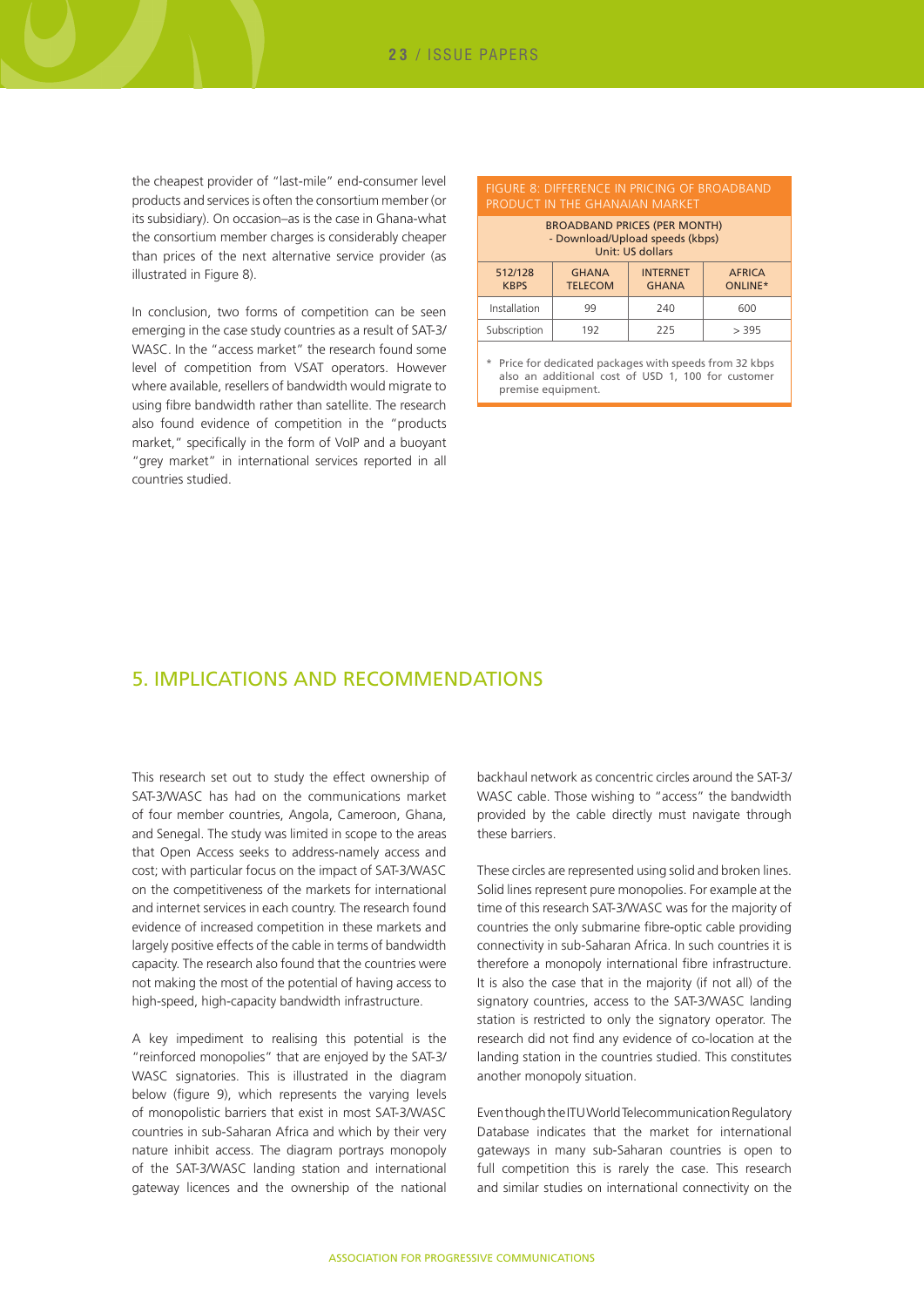the cheapest provider of "last-mile" end-consumer level products and services is often the consortium member (or its subsidiary). On occasion–as is the case in Ghana-what the consortium member charges is considerably cheaper than prices of the next alternative service provider (as illustrated in Figure 8).

In conclusion, two forms of competition can be seen emerging in the case study countries as a result of SAT-3/WASC. In the "access market" the research found some level of competition from VSAT operators. However where available, resellers of bandwidth would migrate to using fibre bandwidth rather than satellite. The research also found evidence of competition in the "products market," specifically in the form of VoIP and a buoyant "grey market" in international services reported in all countries studied.

FIGURE 8: DIFFERENCE IN PRICING OF BROADBAND PRODUCT IN THE GHANAIAN MARKET

| BROADBAND PRICES (PER MONTH) - Download/Upload speeds (kbps) Unit: US dollars | | | |
|---|---|---|---|
| 512/128 KBPS | GHANA TELECOM | INTERNET GHANA | AFRICA ONLINE* |
| Installation | 99 | 240 | 600 |
| Subscription | 192 | 225 | > 395 |

\* Price for dedicated packages with speeds from 32 kbps also an additional cost of USD 1, 100 for customer premise equipment.

## 5. IMPLICATIONS AND RECOMMENDATIONS

This research set out to study the effect ownership of SAT-3/WASC has had on the communications market of four member countries, Angola, Cameroon, Ghana, and Senegal. The study was limited in scope to the areas that Open Access seeks to address-namely access and cost; with particular focus on the impact of SAT-3/WASC on the competitiveness of the markets for international and internet services in each country. The research found evidence of increased competition in these markets and largely positive effects of the cable in terms of bandwidth capacity. The research also found that the countries were not making the most of the potential of having access to high-speed, high-capacity bandwidth infrastructure.

A key impediment to realising this potential is the "reinforced monopolies" that are enjoyed by the SAT-3/WASC signatories. This is illustrated in the diagram below (figure 9), which represents the varying levels of monopolistic barriers that exist in most SAT-3/WASC countries in sub-Saharan Africa and which by their very nature inhibit access. The diagram portrays monopoly of the SAT-3/WASC landing station and international gateway licences and the ownership of the national backhaul network as concentric circles around the SAT-3/WASC cable. Those wishing to "access" the bandwidth provided by the cable directly must navigate through these barriers.

These circles are represented using solid and broken lines. Solid lines represent pure monopolies. For example at the time of this research SAT-3/WASC was for the majority of countries the only submarine fibre-optic cable providing connectivity in sub-Saharan Africa. In such countries it is therefore a monopoly international fibre infrastructure. It is also the case that in the majority (if not all) of the signatory countries, access to the SAT-3/WASC landing station is restricted to only the signatory operator. The research did not find any evidence of co-location at the landing station in the countries studied. This constitutes another monopoly situation.

Even though the ITU World Telecommunication Regulatory Database indicates that the market for international gateways in many sub-Saharan countries is open to full competition this is rarely the case. This research and similar studies on international connectivity on the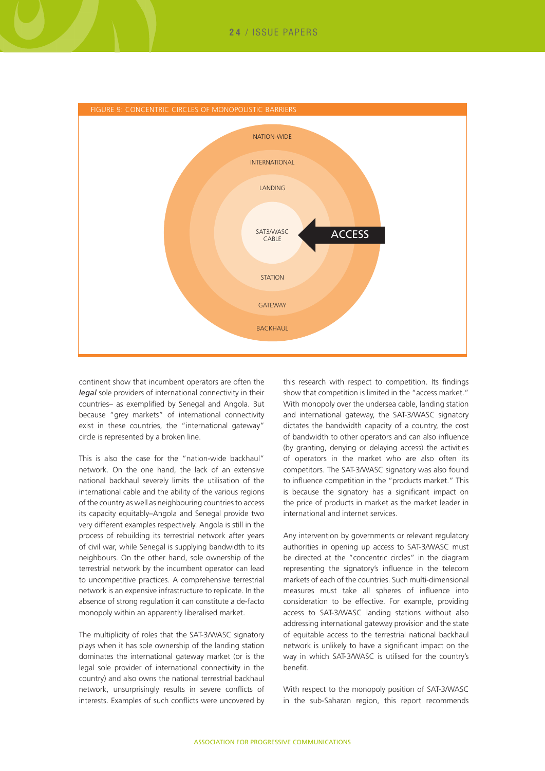FIGURE 9: CONCENTRIC CIRCLES OF MONOPOLISTIC BARRIERS

NATION-WIDE

INTERNATIONAL

LANDING

SAT3/WASC CABLE

ACCESS

STATION

GATEWAY

BACKHAUL

continent show that incumbent operators are often the ***legal*** sole providers of international connectivity in their countries– as exemplified by Senegal and Angola. But because "grey markets" of international connectivity exist in these countries, the "international gateway" circle is represented by a broken line.

This is also the case for the "nation-wide backhaul" network. On the one hand, the lack of an extensive national backhaul severely limits the utilisation of the international cable and the ability of the various regions of the country as well as neighbouring countries to access its capacity equitably–Angola and Senegal provide two very different examples respectively. Angola is still in the process of rebuilding its terrestrial network after years of civil war, while Senegal is supplying bandwidth to its neighbours. On the other hand, sole ownership of the terrestrial network by the incumbent operator can lead to uncompetitive practices. A comprehensive terrestrial network is an expensive infrastructure to replicate. In the absence of strong regulation it can constitute a de-facto monopoly within an apparently liberalised market.

The multiplicity of roles that the SAT-3/WASC signatory plays when it has sole ownership of the landing station dominates the international gateway market (or is the legal sole provider of international connectivity in the country) and also owns the national terrestrial backhaul network, unsurprisingly results in severe conflicts of interests. Examples of such conflicts were uncovered by this research with respect to competition. Its findings show that competition is limited in the "access market." With monopoly over the undersea cable, landing station and international gateway, the SAT-3/WASC signatory dictates the bandwidth capacity of a country, the cost of bandwidth to other operators and can also influence (by granting, denying or delaying access) the activities of operators in the market who are also often its competitors. The SAT-3/WASC signatory was also found to influence competition in the "products market." This is because the signatory has a significant impact on the price of products in market as the market leader in international and internet services.

Any intervention by governments or relevant regulatory authorities in opening up access to SAT-3/WASC must be directed at the "concentric circles" in the diagram representing the signatory's influence in the telecom markets of each of the countries. Such multi-dimensional measures must take all spheres of influence into consideration to be effective. For example, providing access to SAT-3/WASC landing stations without also addressing international gateway provision and the state of equitable access to the terrestrial national backhaul network is unlikely to have a significant impact on the way in which SAT-3/WASC is utilised for the country's benefit.

With respect to the monopoly position of SAT-3/WASC in the sub-Saharan region, this report recommends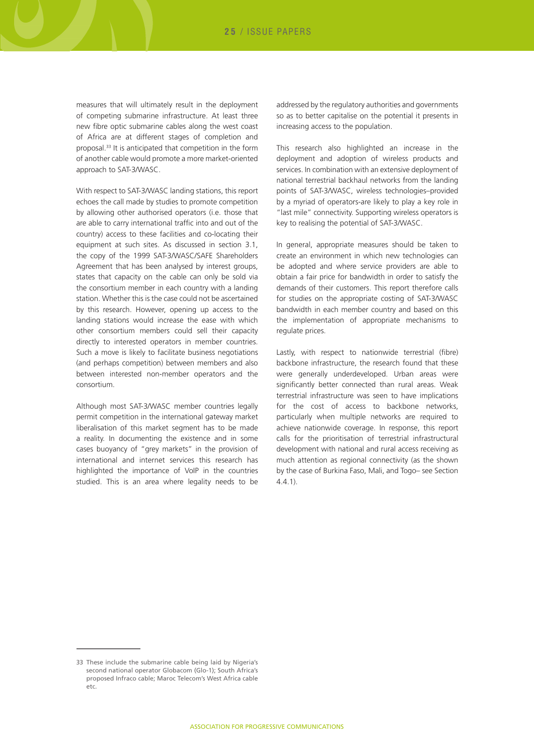measures that will ultimately result in the deployment of competing submarine infrastructure. At least three new fibre optic submarine cables along the west coast of Africa are at different stages of completion and proposal.[33] It is anticipated that competition in the form of another cable would promote a more market-oriented approach to SAT-3/WASC.

With respect to SAT-3/WASC landing stations, this report echoes the call made by studies to promote competition by allowing other authorised operators (i.e. those that are able to carry international traffic into and out of the country) access to these facilities and co-locating their equipment at such sites. As discussed in section 3.1, the copy of the 1999 SAT-3/WASC/SAFE Shareholders Agreement that has been analysed by interest groups, states that capacity on the cable can only be sold via the consortium member in each country with a landing station. Whether this is the case could not be ascertained by this research. However, opening up access to the landing stations would increase the ease with which other consortium members could sell their capacity directly to interested operators in member countries. Such a move is likely to facilitate business negotiations (and perhaps competition) between members and also between interested non-member operators and the consortium.

Although most SAT-3/WASC member countries legally permit competition in the international gateway market liberalisation of this market segment has to be made a reality. In documenting the existence and in some cases buoyancy of "grey markets" in the provision of international and internet services this research has highlighted the importance of VoIP in the countries studied. This is an area where legality needs to be addressed by the regulatory authorities and governments so as to better capitalise on the potential it presents in increasing access to the population.

This research also highlighted an increase in the deployment and adoption of wireless products and services. In combination with an extensive deployment of national terrestrial backhaul networks from the landing points of SAT-3/WASC, wireless technologies–provided by a myriad of operators-are likely to play a key role in "last mile" connectivity. Supporting wireless operators is key to realising the potential of SAT-3/WASC.

In general, appropriate measures should be taken to create an environment in which new technologies can be adopted and where service providers are able to obtain a fair price for bandwidth in order to satisfy the demands of their customers. This report therefore calls for studies on the appropriate costing of SAT-3/WASC bandwidth in each member country and based on this the implementation of appropriate mechanisms to regulate prices.

Lastly, with respect to nationwide terrestrial (fibre) backbone infrastructure, the research found that these were generally underdeveloped. Urban areas were significantly better connected than rural areas. Weak terrestrial infrastructure was seen to have implications for the cost of access to backbone networks, particularly when multiple networks are required to achieve nationwide coverage. In response, this report calls for the prioritisation of terrestrial infrastructural development with national and rural access receiving as much attention as regional connectivity (as the shown by the case of Burkina Faso, Mali, and Togo– see Section 4.4.1).

---

33 These include the submarine cable being laid by Nigeria's second national operator Globacom (Glo-1); South Africa's proposed Infraco cable; Maroc Telecom's West Africa cable etc.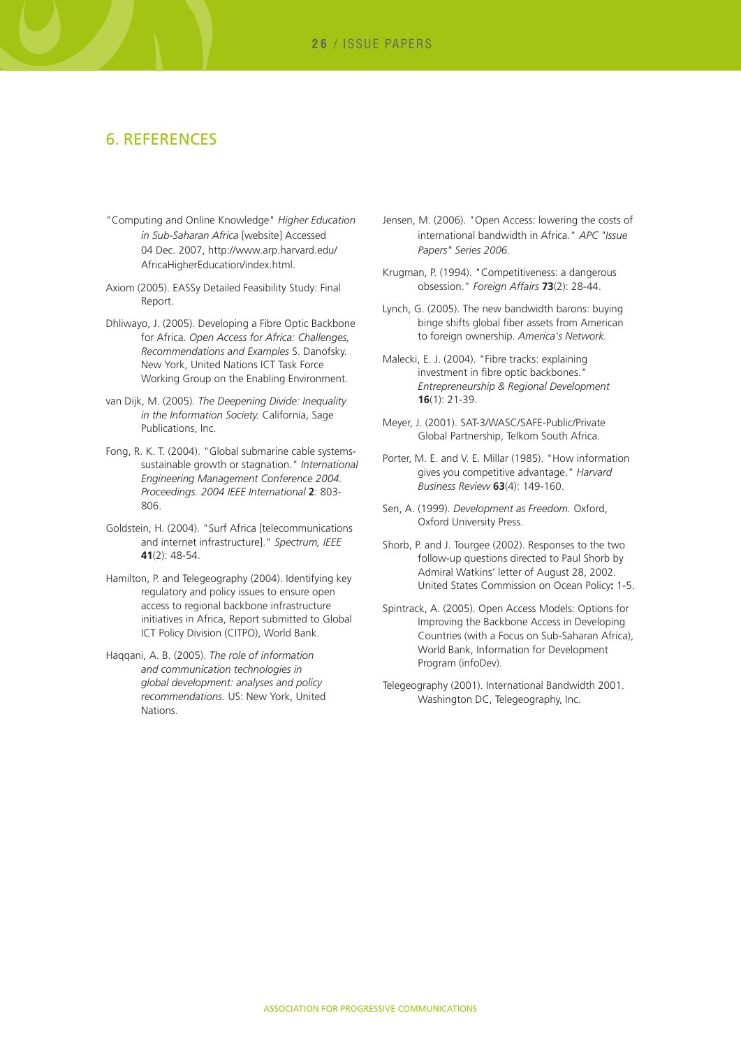## 6. REFERENCES

"Computing and Online Knowledge" *Higher Education in Sub-Saharan Africa* [website] Accessed 04 Dec. 2007, http://www.arp.harvard.edu/AfricaHigherEducation/index.html.

Axiom (2005). EASSy Detailed Feasibility Study: Final Report.

Dhliwayo, J. (2005). Developing a Fibre Optic Backbone for Africa. *Open Access for Africa: Challenges, Recommendations and Examples* S. Danofsky. New York, United Nations ICT Task Force Working Group on the Enabling Environment.

van Dijk, M. (2005). *The Deepening Divide: Inequality in the Information Society.* California, Sage Publications, Inc.

Fong, R. K. T. (2004). "Global submarine cable systems-sustainable growth or stagnation." *International Engineering Management Conference 2004. Proceedings. 2004 IEEE International* **2**: 803-806.

Goldstein, H. (2004). "Surf Africa [telecommunications and internet infrastructure]." *Spectrum, IEEE* **41**(2): 48-54.

Hamilton, P. and Telegeography (2004). Identifying key regulatory and policy issues to ensure open access to regional backbone infrastructure initiatives in Africa, Report submitted to Global ICT Policy Division (CITPO), World Bank.

Haqqani, A. B. (2005). *The role of information and communication technologies in global development: analyses and policy recommendations.* US: New York, United Nations.

Jensen, M. (2006). "Open Access: lowering the costs of international bandwidth in Africa." *APC "Issue Papers" Series 2006.*

Krugman, P. (1994). "Competitiveness: a dangerous obsession." *Foreign Affairs* **73**(2): 28-44.

Lynch, G. (2005). The new bandwidth barons: buying binge shifts global fiber assets from American to foreign ownership. *America's Network.*

Malecki, E. J. (2004). "Fibre tracks: explaining investment in fibre optic backbones." *Entrepreneurship & Regional Development* **16**(1): 21-39.

Meyer, J. (2001). SAT-3/WASC/SAFE-Public/Private Global Partnership, Telkom South Africa.

Porter, M. E. and V. E. Millar (1985). "How information gives you competitive advantage." *Harvard Business Review* **63**(4): 149-160.

Sen, A. (1999). *Development as Freedom.* Oxford, Oxford University Press.

Shorb, P. and J. Tourgee (2002). Responses to the two follow-up questions directed to Paul Shorb by Admiral Watkins' letter of August 28, 2002. United States Commission on Ocean Policy**:** 1-5.

Spintrack, A. (2005). Open Access Models: Options for Improving the Backbone Access in Developing Countries (with a Focus on Sub-Saharan Africa), World Bank, Information for Development Program (infoDev).

Telegeography (2001). International Bandwidth 2001. Washington DC, Telegeography, Inc.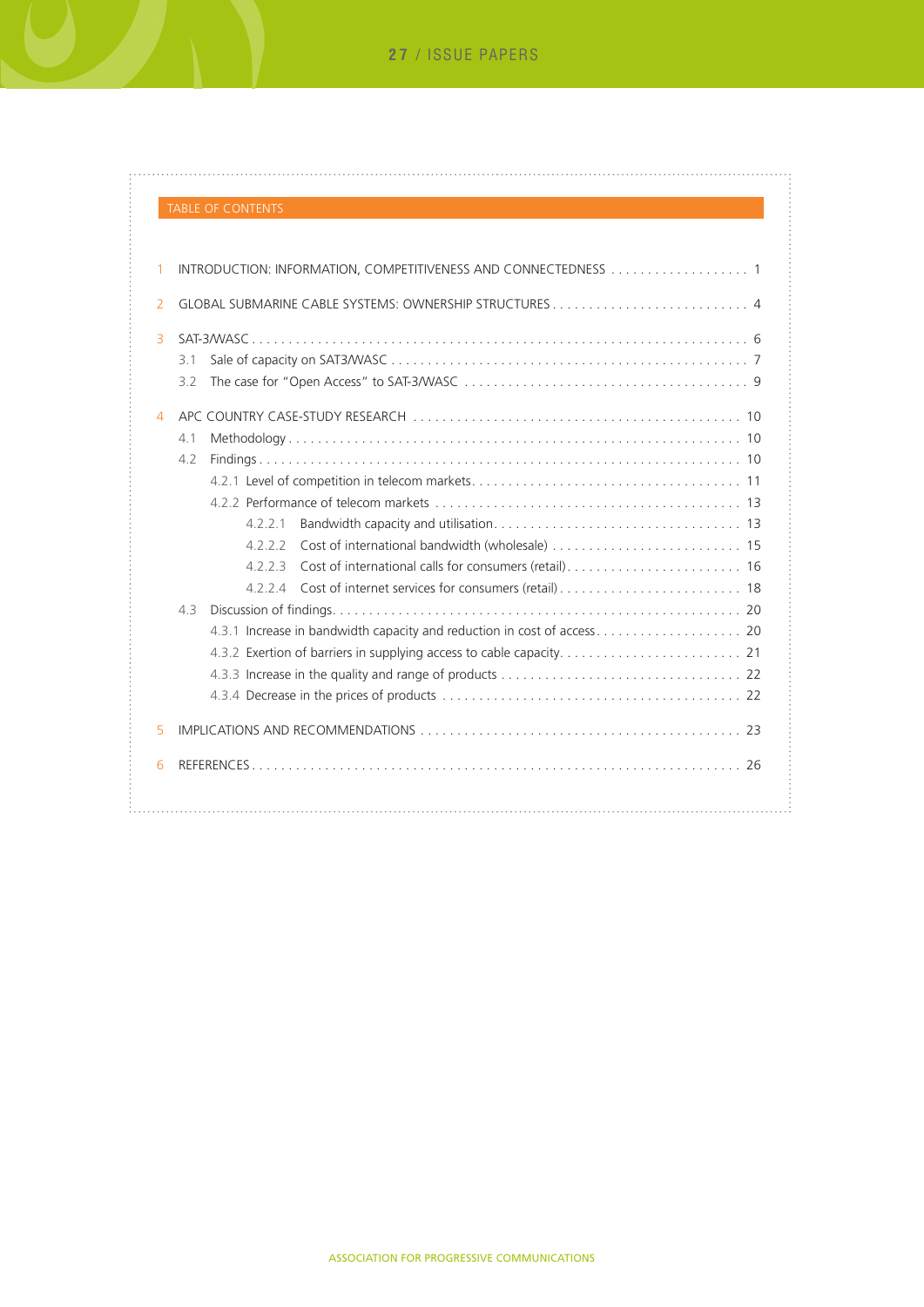## TABLE OF CONTENTS

1 INTRODUCTION: INFORMATION, COMPETITIVENESS AND CONNECTEDNESS . . . . . . . . . . . . . . . . . . 1

2 GLOBAL SUBMARINE CABLE SYSTEMS: OWNERSHIP STRUCTURES . . . . . . . . . . . . . . . . . . . . . . . . . . . 4

3 SAT-3/WASC . . . . . . . . . . . . . . . . . . . . . . . . . . . . . . . . . . . . . . . . . . . . . . . . . . . . . . . . . . . . . . . . . . . 6

- 3.1 Sale of capacity on SAT3/WASC . . . . . . . . . . . . . . . . . . . . . . . . . . . . . . . . . . . . . . . . . . . . . . . . 7
- 3.2 The case for "Open Access" to SAT-3/WASC . . . . . . . . . . . . . . . . . . . . . . . . . . . . . . . . . . . . . . 9

4 APC COUNTRY CASE-STUDY RESEARCH . . . . . . . . . . . . . . . . . . . . . . . . . . . . . . . . . . . . . . . . . . . . 10

- 4.1 Methodology . . . . . . . . . . . . . . . . . . . . . . . . . . . . . . . . . . . . . . . . . . . . . . . . . . . . . . . . . . . . . . 10
- 4.2 Findings . . . . . . . . . . . . . . . . . . . . . . . . . . . . . . . . . . . . . . . . . . . . . . . . . . . . . . . . . . . . . . . . . . 10
  - 4.2.1 Level of competition in telecom markets . . . . . . . . . . . . . . . . . . . . . . . . . . . . . . . . . . . . 11
  - 4.2.2 Performance of telecom markets . . . . . . . . . . . . . . . . . . . . . . . . . . . . . . . . . . . . . . . . . 13
    - 4.2.2.1 Bandwidth capacity and utilisation . . . . . . . . . . . . . . . . . . . . . . . . . . . . . . . . . 13
    - 4.2.2.2 Cost of international bandwidth (wholesale) . . . . . . . . . . . . . . . . . . . . . . . . . . 15
    - 4.2.2.3 Cost of international calls for consumers (retail) . . . . . . . . . . . . . . . . . . . . . . . 16
    - 4.2.2.4 Cost of internet services for consumers (retail) . . . . . . . . . . . . . . . . . . . . . . . . . 18
- 4.3 Discussion of findings . . . . . . . . . . . . . . . . . . . . . . . . . . . . . . . . . . . . . . . . . . . . . . . . . . . . . . . 20
  - 4.3.1 Increase in bandwidth capacity and reduction in cost of access . . . . . . . . . . . . . . . . . . . 20
  - 4.3.2 Exertion of barriers in supplying access to cable capacity . . . . . . . . . . . . . . . . . . . . . . . . 21
  - 4.3.3 Increase in the quality and range of products . . . . . . . . . . . . . . . . . . . . . . . . . . . . . . . . 22
  - 4.3.4 Decrease in the prices of products . . . . . . . . . . . . . . . . . . . . . . . . . . . . . . . . . . . . . . . . 22

5 IMPLICATIONS AND RECOMMENDATIONS . . . . . . . . . . . . . . . . . . . . . . . . . . . . . . . . . . . . . . . . . . . 23

6 REFERENCES . . . . . . . . . . . . . . . . . . . . . . . . . . . . . . . . . . . . . . . . . . . . . . . . . . . . . . . . . . . . . . . . . 26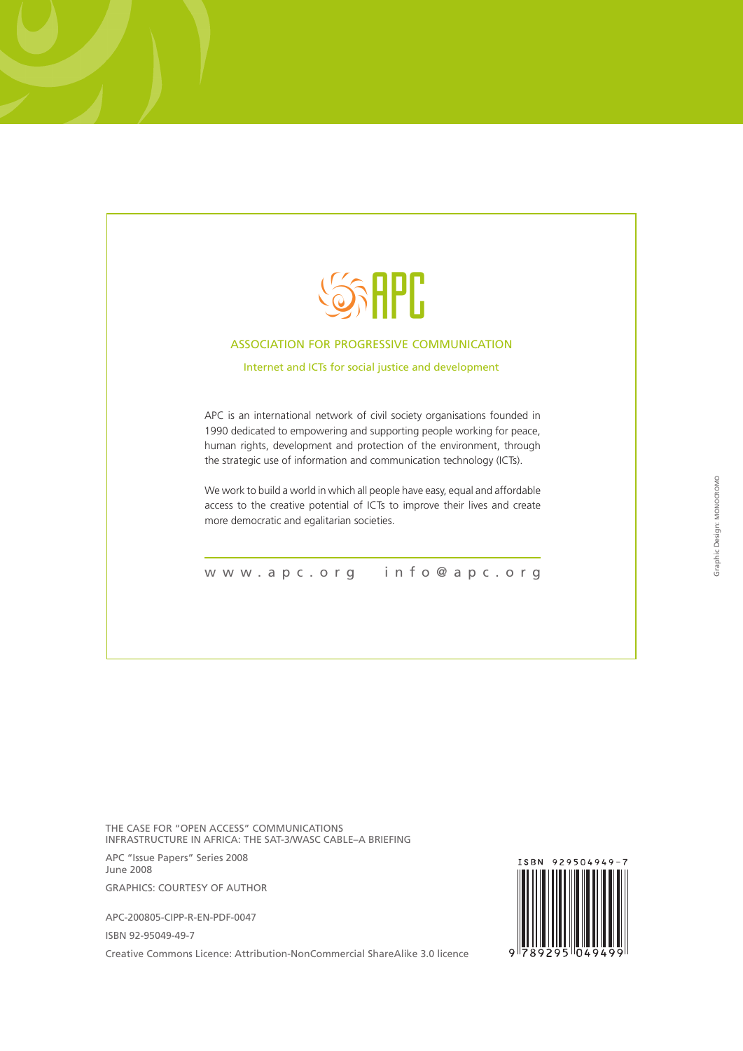APC

ASSOCIATION FOR PROGRESSIVE COMMUNICATION

Internet and ICTs for social justice and development

APC is an international network of civil society organisations founded in 1990 dedicated to empowering and supporting people working for peace, human rights, development and protection of the environment, through the strategic use of information and communication technology (ICTs).

We work to build a world in which all people have easy, equal and affordable access to the creative potential of ICTs to improve their lives and create more democratic and egalitarian societies.

www.apc.org info@apc.org

Graphic Design: MONOCROMO

THE CASE FOR "OPEN ACCESS" COMMUNICATIONS INFRASTRUCTURE IN AFRICA: THE SAT-3/WASC CABLE–A BRIEFING

APC "Issue Papers" Series 2008
June 2008

GRAPHICS: COURTESY OF AUTHOR

APC-200805-CIPP-R-EN-PDF-0047

ISBN 92-95049-49-7

Creative Commons Licence: Attribution-NonCommercial ShareAlike 3.0 licence

ISBN 929504949-7

9 789295 049499